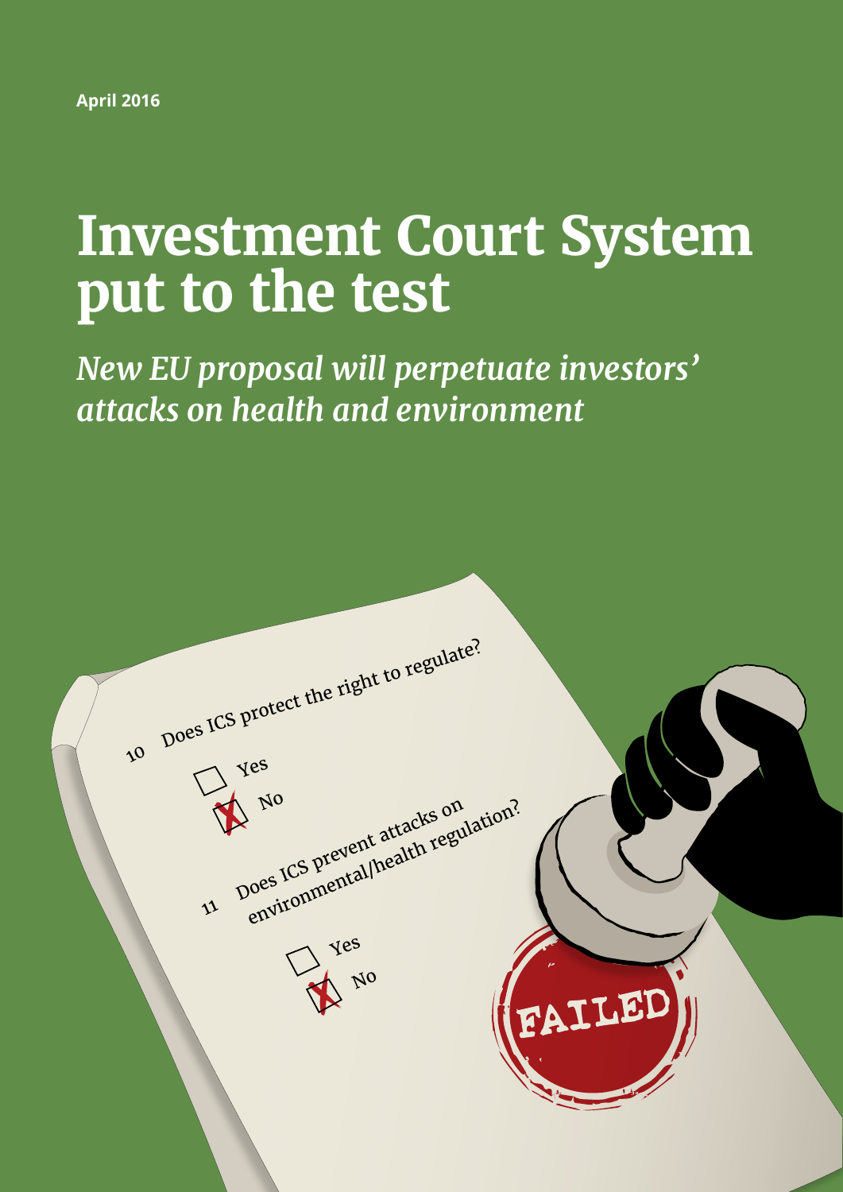April 2016

# Investment Court System put to the test

*New EU proposal will perpetuate investors' attacks on health and environment*

10 Does ICS protect the right to regulate?

- [ ] Yes
- [x] No

11 Does ICS prevent attacks on environmental/health regulation?

- [ ] Yes
- [x] No

FAILED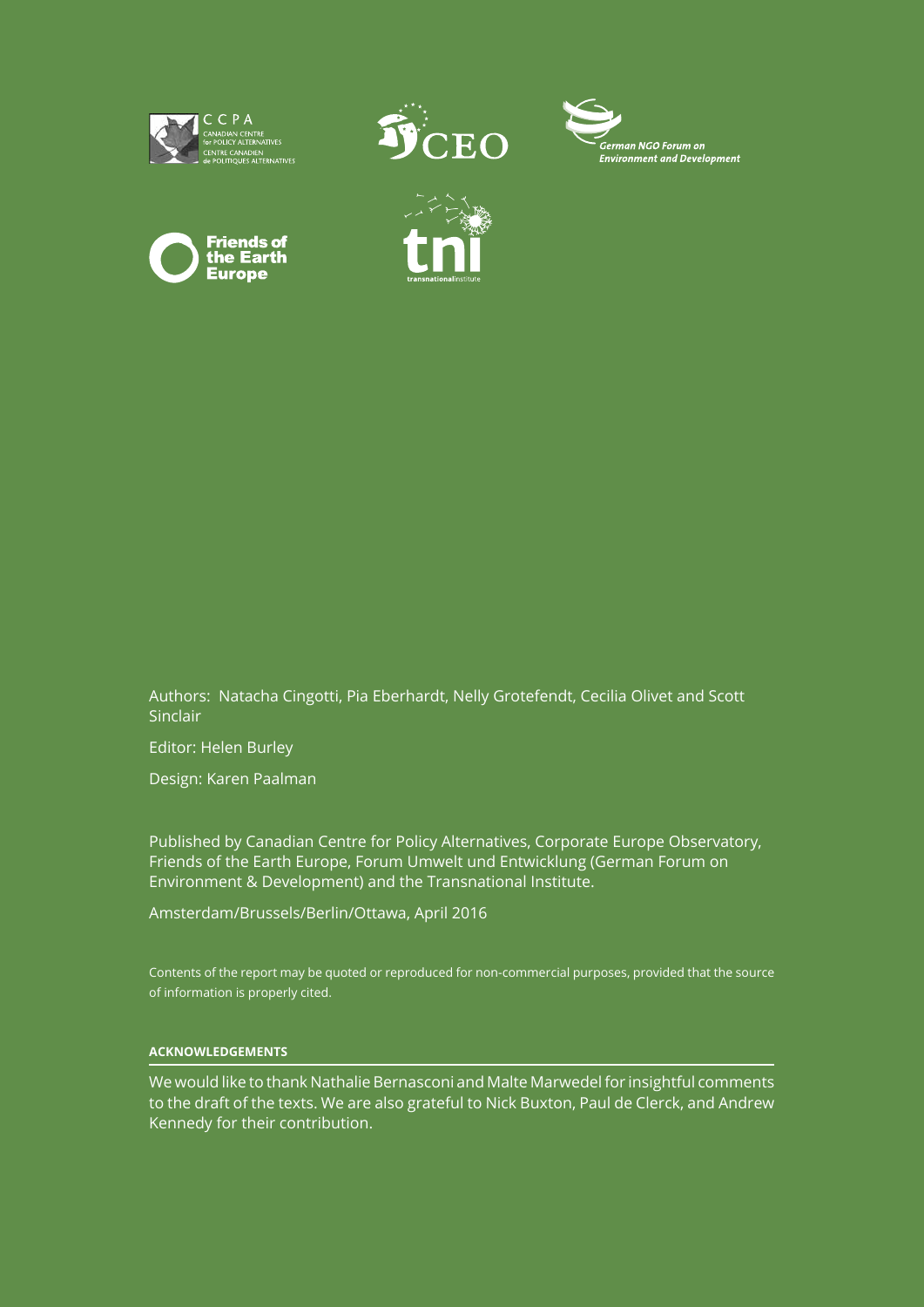Authors: Natacha Cingotti, Pia Eberhardt, Nelly Grotefendt, Cecilia Olivet and Scott Sinclair

Editor: Helen Burley

Design: Karen Paalman

Published by Canadian Centre for Policy Alternatives, Corporate Europe Observatory, Friends of the Earth Europe, Forum Umwelt und Entwicklung (German Forum on Environment & Development) and the Transnational Institute.

Amsterdam/Brussels/Berlin/Ottawa, April 2016

Contents of the report may be quoted or reproduced for non-commercial purposes, provided that the source of information is properly cited.

**ACKNOWLEDGEMENTS**

We would like to thank Nathalie Bernasconi and Malte Marwedel for insightful comments to the draft of the texts. We are also grateful to Nick Buxton, Paul de Clerck, and Andrew Kennedy for their contribution.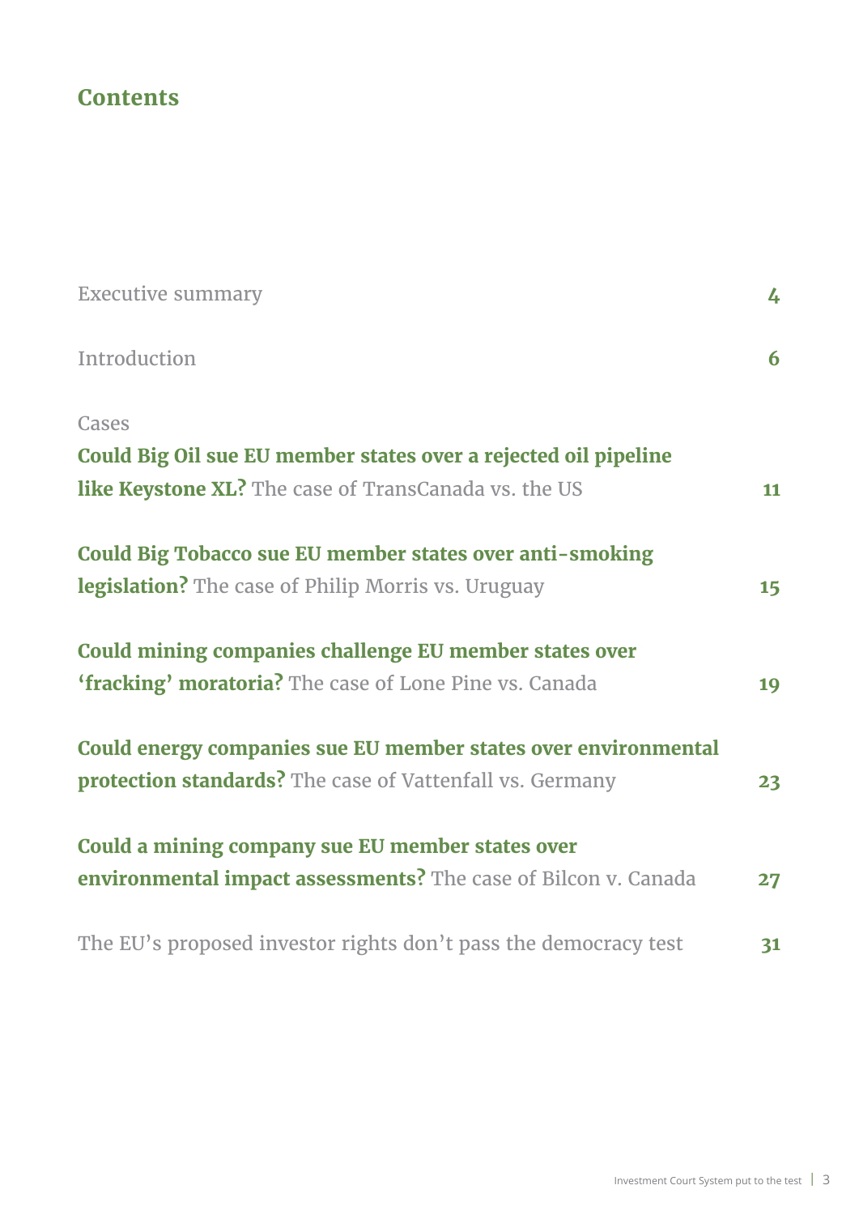# Contents

| | |
|---|---|
| Executive summary | 4 |
| Introduction | 6 |
| Cases | |
| **Could Big Oil sue EU member states over a rejected oil pipeline like Keystone XL?** The case of TransCanada vs. the US | 11 |
| **Could Big Tobacco sue EU member states over anti-smoking legislation?** The case of Philip Morris vs. Uruguay | 15 |
| **Could mining companies challenge EU member states over 'fracking' moratoria?** The case of Lone Pine vs. Canada | 19 |
| **Could energy companies sue EU member states over environmental protection standards?** The case of Vattenfall vs. Germany | 23 |
| **Could a mining company sue EU member states over environmental impact assessments?** The case of Bilcon v. Canada | 27 |
| The EU's proposed investor rights don't pass the democracy test | 31 |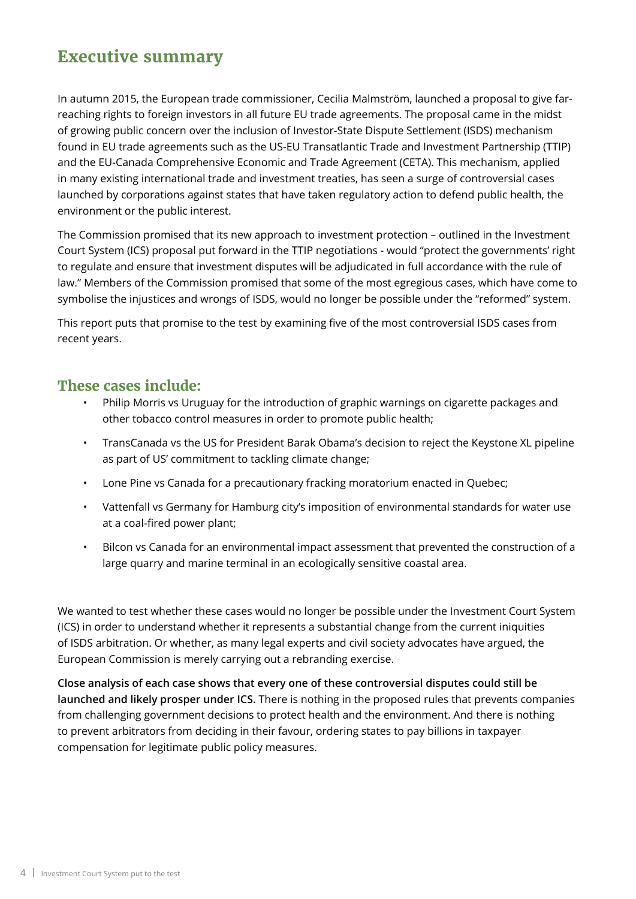## Executive summary

In autumn 2015, the European trade commissioner, Cecilia Malmström, launched a proposal to give far-reaching rights to foreign investors in all future EU trade agreements. The proposal came in the midst of growing public concern over the inclusion of Investor-State Dispute Settlement (ISDS) mechanism found in EU trade agreements such as the US-EU Transatlantic Trade and Investment Partnership (TTIP) and the EU-Canada Comprehensive Economic and Trade Agreement (CETA). This mechanism, applied in many existing international trade and investment treaties, has seen a surge of controversial cases launched by corporations against states that have taken regulatory action to defend public health, the environment or the public interest.

The Commission promised that its new approach to investment protection – outlined in the Investment Court System (ICS) proposal put forward in the TTIP negotiations - would "protect the governments' right to regulate and ensure that investment disputes will be adjudicated in full accordance with the rule of law." Members of the Commission promised that some of the most egregious cases, which have come to symbolise the injustices and wrongs of ISDS, would no longer be possible under the "reformed" system.

This report puts that promise to the test by examining five of the most controversial ISDS cases from recent years.

### These cases include:

- Philip Morris vs Uruguay for the introduction of graphic warnings on cigarette packages and other tobacco control measures in order to promote public health;
- TransCanada vs the US for President Barak Obama's decision to reject the Keystone XL pipeline as part of US' commitment to tackling climate change;
- Lone Pine vs Canada for a precautionary fracking moratorium enacted in Quebec;
- Vattenfall vs Germany for Hamburg city's imposition of environmental standards for water use at a coal-fired power plant;
- Bilcon vs Canada for an environmental impact assessment that prevented the construction of a large quarry and marine terminal in an ecologically sensitive coastal area.

We wanted to test whether these cases would no longer be possible under the Investment Court System (ICS) in order to understand whether it represents a substantial change from the current iniquities of ISDS arbitration. Or whether, as many legal experts and civil society advocates have argued, the European Commission is merely carrying out a rebranding exercise.

**Close analysis of each case shows that every one of these controversial disputes could still be launched and likely prosper under ICS.** There is nothing in the proposed rules that prevents companies from challenging government decisions to protect health and the environment. And there is nothing to prevent arbitrators from deciding in their favour, ordering states to pay billions in taxpayer compensation for legitimate public policy measures.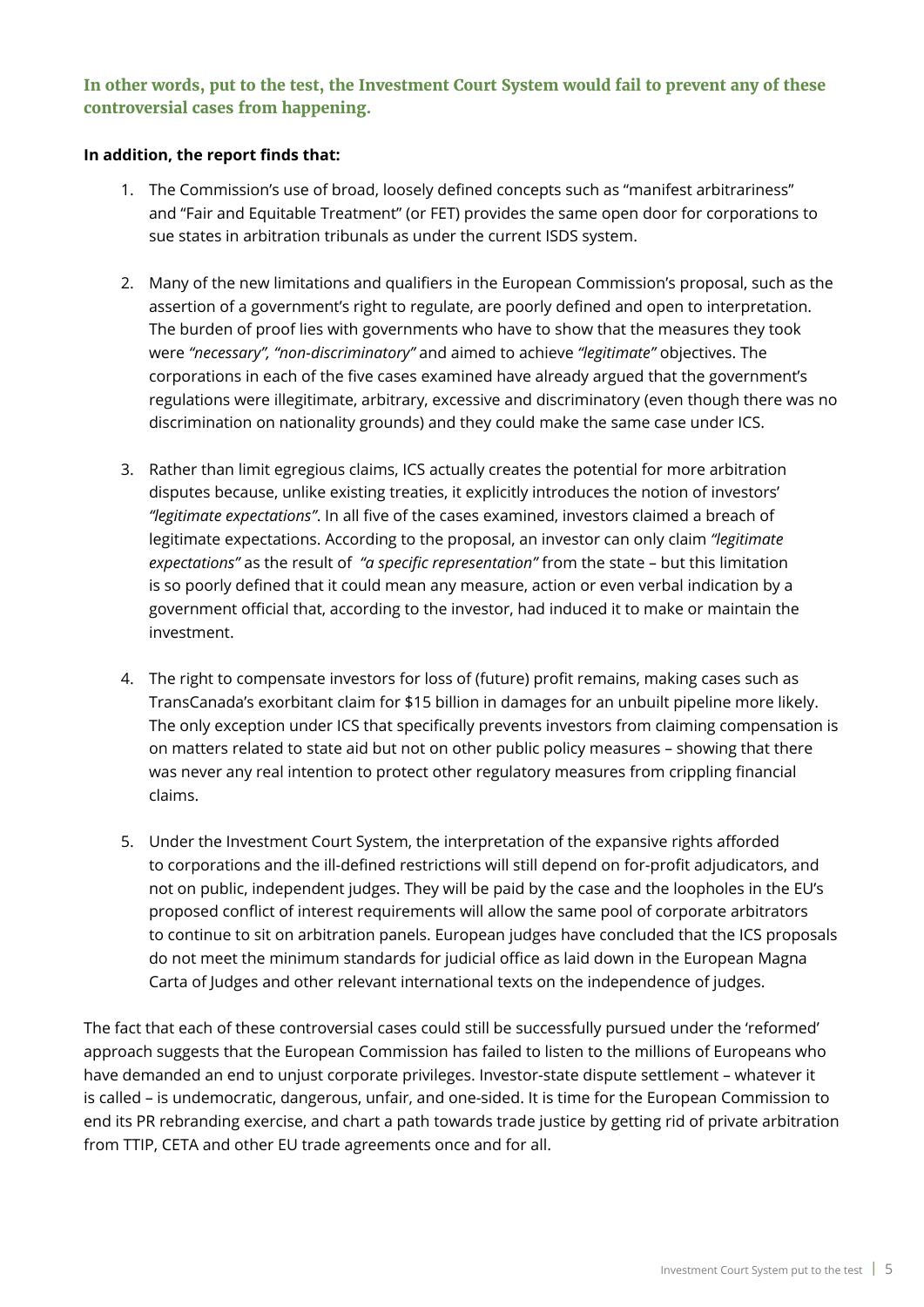**In other words, put to the test, the Investment Court System would fail to prevent any of these controversial cases from happening.**

**In addition, the report finds that:**

1. The Commission's use of broad, loosely defined concepts such as "manifest arbitrariness" and "Fair and Equitable Treatment" (or FET) provides the same open door for corporations to sue states in arbitration tribunals as under the current ISDS system.

2. Many of the new limitations and qualifiers in the European Commission's proposal, such as the assertion of a government's right to regulate, are poorly defined and open to interpretation. The burden of proof lies with governments who have to show that the measures they took were *"necessary", "non-discriminatory"* and aimed to achieve *"legitimate"* objectives. The corporations in each of the five cases examined have already argued that the government's regulations were illegitimate, arbitrary, excessive and discriminatory (even though there was no discrimination on nationality grounds) and they could make the same case under ICS.

3. Rather than limit egregious claims, ICS actually creates the potential for more arbitration disputes because, unlike existing treaties, it explicitly introduces the notion of investors' *"legitimate expectations"*. In all five of the cases examined, investors claimed a breach of legitimate expectations. According to the proposal, an investor can only claim *"legitimate expectations"* as the result of *"a specific representation"* from the state – but this limitation is so poorly defined that it could mean any measure, action or even verbal indication by a government official that, according to the investor, had induced it to make or maintain the investment.

4. The right to compensate investors for loss of (future) profit remains, making cases such as TransCanada's exorbitant claim for $15 billion in damages for an unbuilt pipeline more likely. The only exception under ICS that specifically prevents investors from claiming compensation is on matters related to state aid but not on other public policy measures – showing that there was never any real intention to protect other regulatory measures from crippling financial claims.

5. Under the Investment Court System, the interpretation of the expansive rights afforded to corporations and the ill-defined restrictions will still depend on for-profit adjudicators, and not on public, independent judges. They will be paid by the case and the loopholes in the EU's proposed conflict of interest requirements will allow the same pool of corporate arbitrators to continue to sit on arbitration panels. European judges have concluded that the ICS proposals do not meet the minimum standards for judicial office as laid down in the European Magna Carta of Judges and other relevant international texts on the independence of judges.

The fact that each of these controversial cases could still be successfully pursued under the 'reformed' approach suggests that the European Commission has failed to listen to the millions of Europeans who have demanded an end to unjust corporate privileges. Investor-state dispute settlement – whatever it is called – is undemocratic, dangerous, unfair, and one-sided. It is time for the European Commission to end its PR rebranding exercise, and chart a path towards trade justice by getting rid of private arbitration from TTIP, CETA and other EU trade agreements once and for all.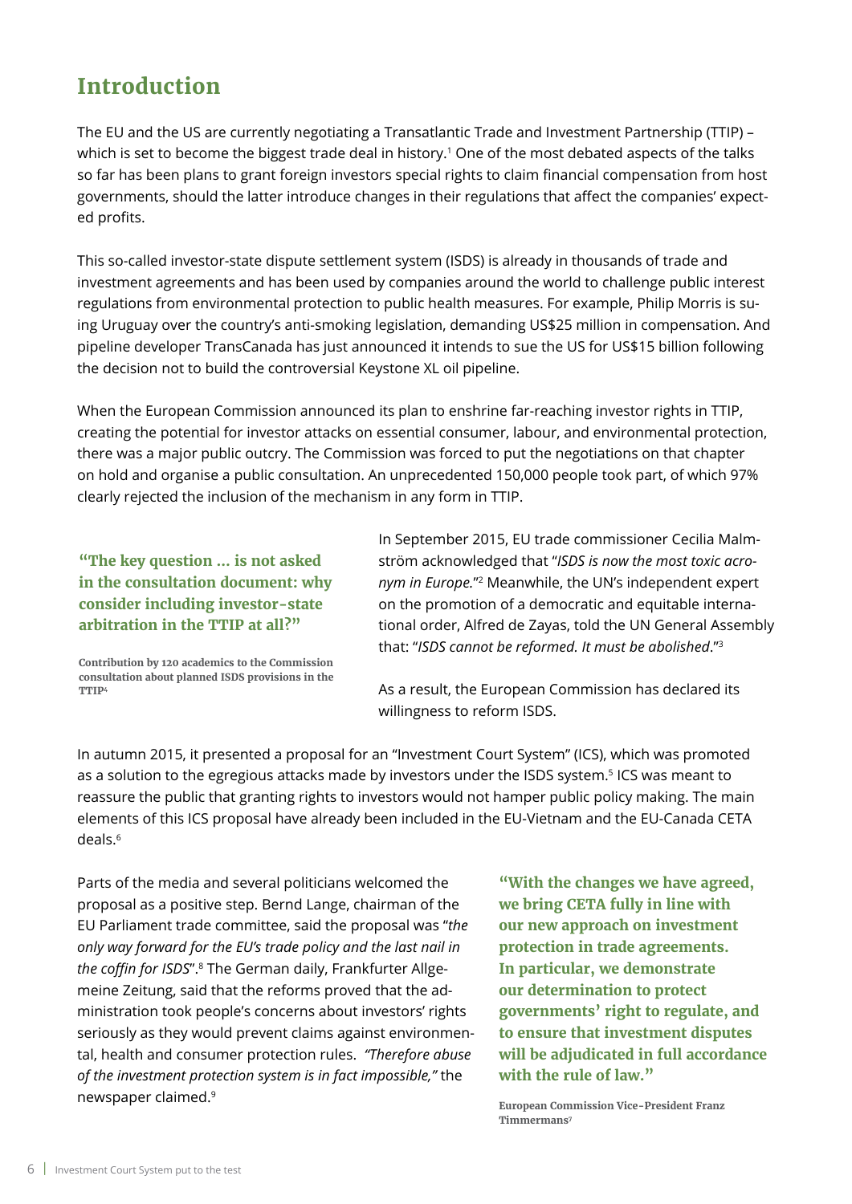# Introduction

The EU and the US are currently negotiating a Transatlantic Trade and Investment Partnership (TTIP) – which is set to become the biggest trade deal in history.[1] One of the most debated aspects of the talks so far has been plans to grant foreign investors special rights to claim financial compensation from host governments, should the latter introduce changes in their regulations that affect the companies' expected profits.

This so-called investor-state dispute settlement system (ISDS) is already in thousands of trade and investment agreements and has been used by companies around the world to challenge public interest regulations from environmental protection to public health measures. For example, Philip Morris is suing Uruguay over the country's anti-smoking legislation, demanding US$25 million in compensation. And pipeline developer TransCanada has just announced it intends to sue the US for US$15 billion following the decision not to build the controversial Keystone XL oil pipeline.

When the European Commission announced its plan to enshrine far-reaching investor rights in TTIP, creating the potential for investor attacks on essential consumer, labour, and environmental protection, there was a major public outcry. The Commission was forced to put the negotiations on that chapter on hold and organise a public consultation. An unprecedented 150,000 people took part, of which 97% clearly rejected the inclusion of the mechanism in any form in TTIP.

**"The key question ... is not asked in the consultation document: why consider including investor-state arbitration in the TTIP at all?"**

**Contribution by 120 academics to the Commission consultation about planned ISDS provisions in the TTIP[4]**

In September 2015, EU trade commissioner Cecilia Malmström acknowledged that "*ISDS is now the most toxic acronym in Europe.*"[2] Meanwhile, the UN's independent expert on the promotion of a democratic and equitable international order, Alfred de Zayas, told the UN General Assembly that: "*ISDS cannot be reformed. It must be abolished*."[3]

As a result, the European Commission has declared its willingness to reform ISDS.

In autumn 2015, it presented a proposal for an "Investment Court System" (ICS), which was promoted as a solution to the egregious attacks made by investors under the ISDS system.[5] ICS was meant to reassure the public that granting rights to investors would not hamper public policy making. The main elements of this ICS proposal have already been included in the EU-Vietnam and the EU-Canada CETA deals.[6]

Parts of the media and several politicians welcomed the proposal as a positive step. Bernd Lange, chairman of the EU Parliament trade committee, said the proposal was "*the only way forward for the EU's trade policy and the last nail in the coffin for ISDS*".[8] The German daily, Frankfurter Allgemeine Zeitung, said that the reforms proved that the administration took people's concerns about investors' rights seriously as they would prevent claims against environmental, health and consumer protection rules. *"Therefore abuse of the investment protection system is in fact impossible,"* the newspaper claimed.[9]

**"With the changes we have agreed, we bring CETA fully in line with our new approach on investment protection in trade agreements. In particular, we demonstrate our determination to protect governments' right to regulate, and to ensure that investment disputes will be adjudicated in full accordance with the rule of law."**

**European Commission Vice-President Franz Timmermans[7]**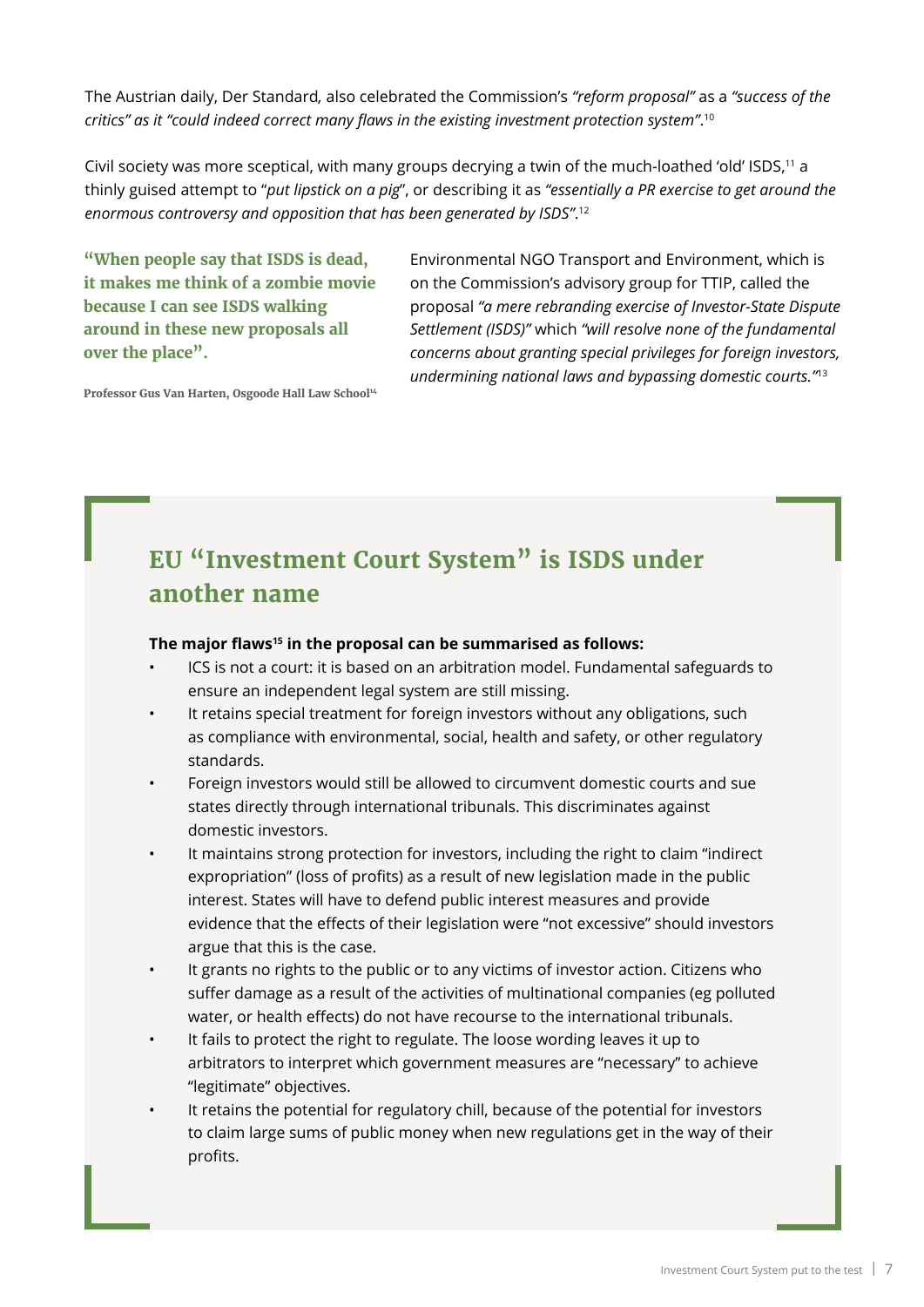The Austrian daily, Der Standard*,* also celebrated the Commission's *"reform proposal"* as a *"success of the critics" as it "could indeed correct many flaws in the existing investment protection system"*.[10]

Civil society was more sceptical, with many groups decrying a twin of the much-loathed 'old' ISDS,[11] a thinly guised attempt to "*put lipstick on a pig*", or describing it as *"essentially a PR exercise to get around the enormous controversy and opposition that has been generated by ISDS"*.[12]

> **"When people say that ISDS is dead, it makes me think of a zombie movie because I can see ISDS walking around in these new proposals all over the place".**
>
> Professor Gus Van Harten, Osgoode Hall Law School[14]

Environmental NGO Transport and Environment, which is on the Commission's advisory group for TTIP, called the proposal *"a mere rebranding exercise of Investor-State Dispute Settlement (ISDS)"* which *"will resolve none of the fundamental concerns about granting special privileges for foreign investors, undermining national laws and bypassing domestic courts."*[13]

## EU "Investment Court System" is ISDS under another name

**The major flaws[15] in the proposal can be summarised as follows:**

- ICS is not a court: it is based on an arbitration model. Fundamental safeguards to ensure an independent legal system are still missing.
- It retains special treatment for foreign investors without any obligations, such as compliance with environmental, social, health and safety, or other regulatory standards.
- Foreign investors would still be allowed to circumvent domestic courts and sue states directly through international tribunals. This discriminates against domestic investors.
- It maintains strong protection for investors, including the right to claim "indirect expropriation" (loss of profits) as a result of new legislation made in the public interest. States will have to defend public interest measures and provide evidence that the effects of their legislation were "not excessive" should investors argue that this is the case.
- It grants no rights to the public or to any victims of investor action. Citizens who suffer damage as a result of the activities of multinational companies (eg polluted water, or health effects) do not have recourse to the international tribunals.
- It fails to protect the right to regulate. The loose wording leaves it up to arbitrators to interpret which government measures are "necessary" to achieve "legitimate" objectives.
- It retains the potential for regulatory chill, because of the potential for investors to claim large sums of public money when new regulations get in the way of their profits.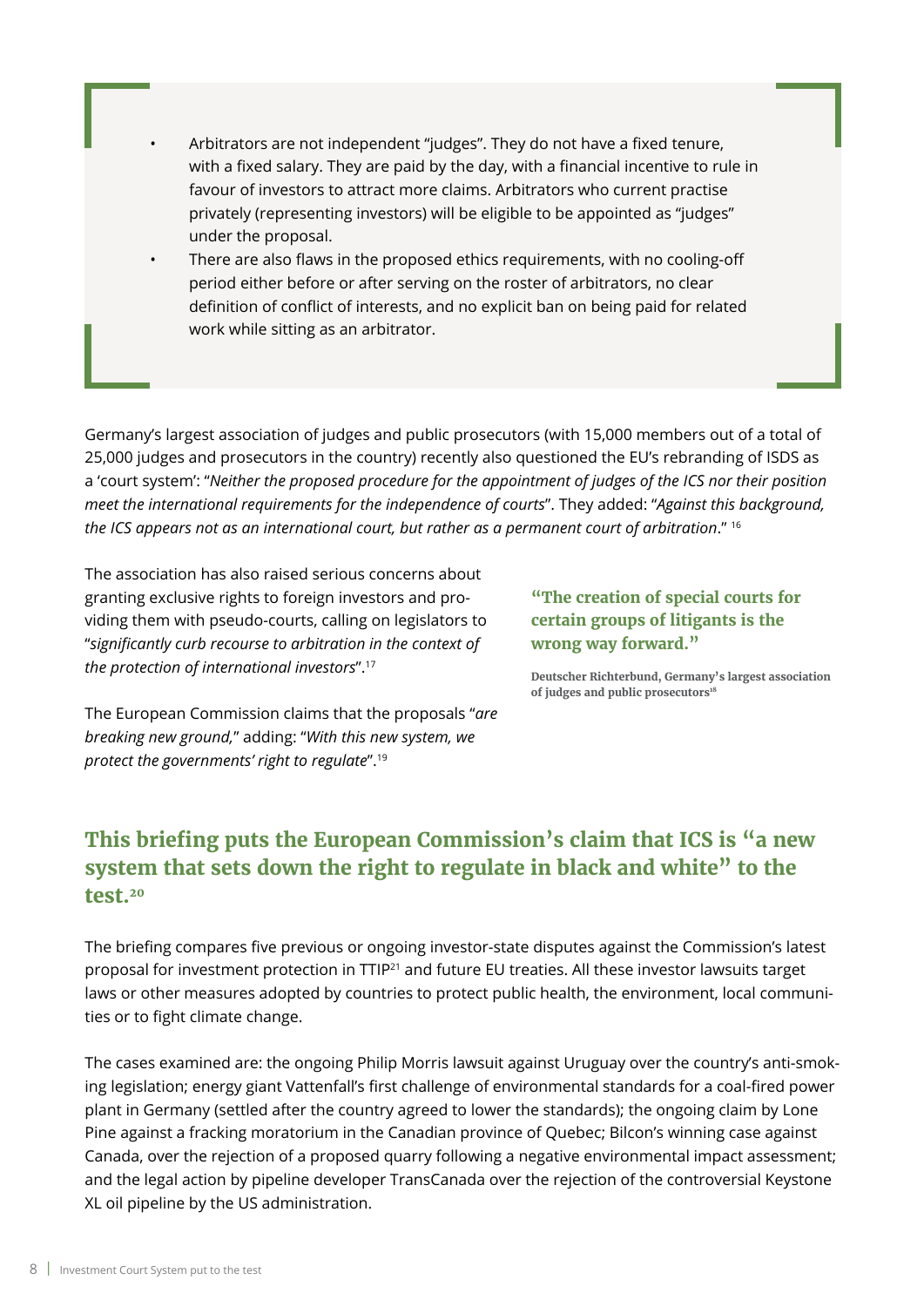- Arbitrators are not independent "judges". They do not have a fixed tenure, with a fixed salary. They are paid by the day, with a financial incentive to rule in favour of investors to attract more claims. Arbitrators who current practise privately (representing investors) will be eligible to be appointed as "judges" under the proposal.
- There are also flaws in the proposed ethics requirements, with no cooling-off period either before or after serving on the roster of arbitrators, no clear definition of conflict of interests, and no explicit ban on being paid for related work while sitting as an arbitrator.

Germany's largest association of judges and public prosecutors (with 15,000 members out of a total of 25,000 judges and prosecutors in the country) recently also questioned the EU's rebranding of ISDS as a 'court system': "*Neither the proposed procedure for the appointment of judges of the ICS nor their position meet the international requirements for the independence of courts*". They added: "*Against this background, the ICS appears not as an international court, but rather as a permanent court of arbitration*." [16]

The association has also raised serious concerns about granting exclusive rights to foreign investors and providing them with pseudo-courts, calling on legislators to "*significantly curb recourse to arbitration in the context of the protection of international investors*".[17]

The European Commission claims that the proposals "*are breaking new ground,*" adding: "*With this new system, we protect the governments' right to regulate*".[19]

> **"The creation of special courts for certain groups of litigants is the wrong way forward."**
>
> **Deutscher Richterbund, Germany's largest association of judges and public prosecutors[18]**

## This briefing puts the European Commission's claim that ICS is "a new system that sets down the right to regulate in black and white" to the test.[20]

The briefing compares five previous or ongoing investor-state disputes against the Commission's latest proposal for investment protection in TTIP[21] and future EU treaties. All these investor lawsuits target laws or other measures adopted by countries to protect public health, the environment, local communities or to fight climate change.

The cases examined are: the ongoing Philip Morris lawsuit against Uruguay over the country's anti-smoking legislation; energy giant Vattenfall's first challenge of environmental standards for a coal-fired power plant in Germany (settled after the country agreed to lower the standards); the ongoing claim by Lone Pine against a fracking moratorium in the Canadian province of Quebec; Bilcon's winning case against Canada, over the rejection of a proposed quarry following a negative environmental impact assessment; and the legal action by pipeline developer TransCanada over the rejection of the controversial Keystone XL oil pipeline by the US administration.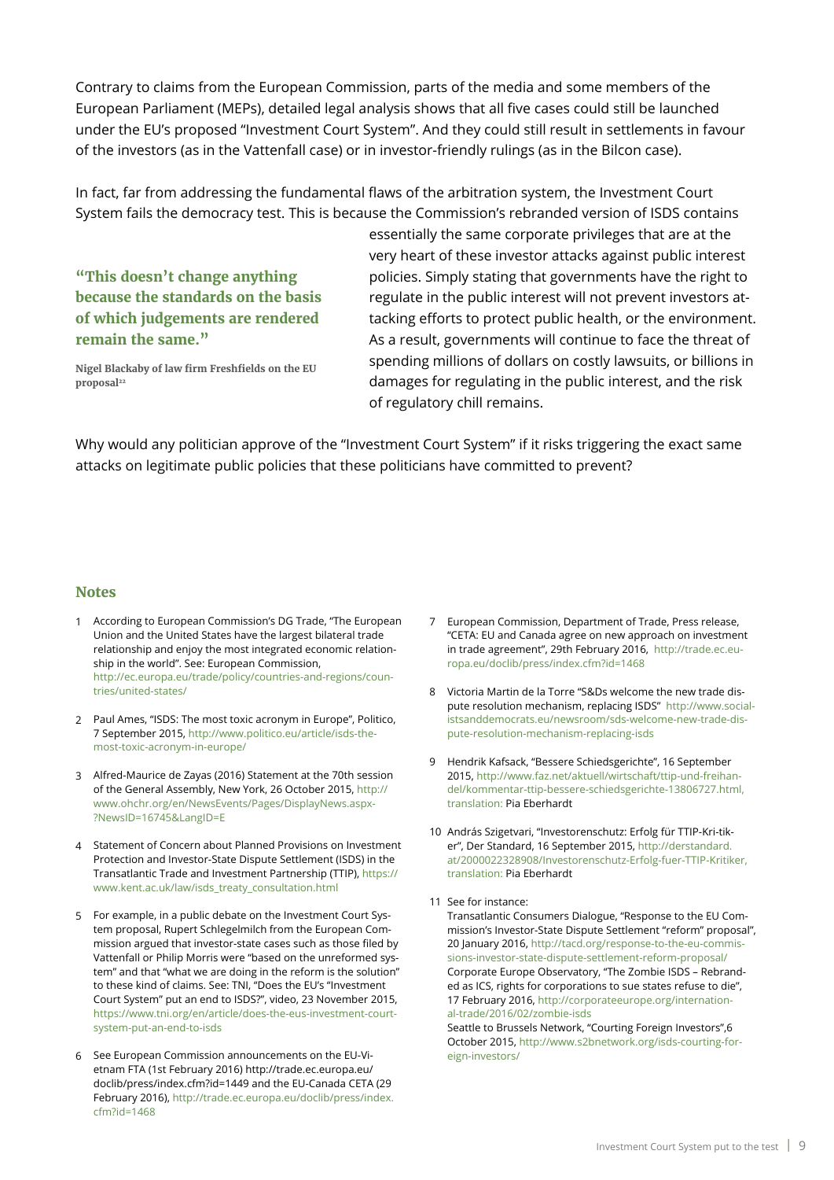Contrary to claims from the European Commission, parts of the media and some members of the European Parliament (MEPs), detailed legal analysis shows that all five cases could still be launched under the EU's proposed "Investment Court System". And they could still result in settlements in favour of the investors (as in the Vattenfall case) or in investor-friendly rulings (as in the Bilcon case).

In fact, far from addressing the fundamental flaws of the arbitration system, the Investment Court System fails the democracy test. This is because the Commission's rebranded version of ISDS contains essentially the same corporate privileges that are at the very heart of these investor attacks against public interest policies. Simply stating that governments have the right to regulate in the public interest will not prevent investors attacking efforts to protect public health, or the environment. As a result, governments will continue to face the threat of spending millions of dollars on costly lawsuits, or billions in damages for regulating in the public interest, and the risk of regulatory chill remains.

> **"This doesn't change anything because the standards on the basis of which judgements are rendered remain the same."**
>
> **Nigel Blackaby of law firm Freshfields on the EU proposal[22]**

Why would any politician approve of the "Investment Court System" if it risks triggering the exact same attacks on legitimate public policies that these politicians have committed to prevent?

## Notes

1. According to European Commission's DG Trade, "The European Union and the United States have the largest bilateral trade relationship and enjoy the most integrated economic relationship in the world". See: European Commission, http://ec.europa.eu/trade/policy/countries-and-regions/countries/united-states/
2. Paul Ames, "ISDS: The most toxic acronym in Europe", Politico, 7 September 2015, http://www.politico.eu/article/isds-the-most-toxic-acronym-in-europe/
3. Alfred-Maurice de Zayas (2016) Statement at the 70th session of the General Assembly, New York, 26 October 2015, http://www.ohchr.org/en/NewsEvents/Pages/DisplayNews.aspx?NewsID=16745&LangID=E
4. Statement of Concern about Planned Provisions on Investment Protection and Investor-State Dispute Settlement (ISDS) in the Transatlantic Trade and Investment Partnership (TTIP), https://www.kent.ac.uk/law/isds_treaty_consultation.html
5. For example, in a public debate on the Investment Court System proposal, Rupert Schlegelmilch from the European Commission argued that investor-state cases such as those filed by Vattenfall or Philip Morris were "based on the unreformed system" and that "what we are doing in the reform is the solution" to these kind of claims. See: TNI, "Does the EU's "Investment Court System" put an end to ISDS?", video, 23 November 2015, https://www.tni.org/en/article/does-the-eus-investment-court-system-put-an-end-to-isds
6. See European Commission announcements on the EU-Vietnam FTA (1st February 2016) http://trade.ec.europa.eu/doclib/press/index.cfm?id=1449 and the EU-Canada CETA (29 February 2016), http://trade.ec.europa.eu/doclib/press/index.cfm?id=1468
7. European Commission, Department of Trade, Press release, "CETA: EU and Canada agree on new approach on investment in trade agreement", 29th February 2016, http://trade.ec.europa.eu/doclib/press/index.cfm?id=1468
8. Victoria Martin de la Torre "S&Ds welcome the new trade dispute resolution mechanism, replacing ISDS" http://www.socialistsanddemocrats.eu/newsroom/sds-welcome-new-trade-dispute-resolution-mechanism-replacing-isds
9. Hendrik Kafsack, "Bessere Schiedsgerichte", 16 September 2015, http://www.faz.net/aktuell/wirtschaft/ttip-und-freihandel/kommentar-ttip-bessere-schiedsgerichte-13806727.html, translation: Pia Eberhardt
10. András Szigetvari, "Investorenschutz: Erfolg für TTIP-Kritiker", Der Standard, 16 September 2015, http://derstandard.at/2000022328908/Investorenschutz-Erfolg-fuer-TTIP-Kritiker, translation: Pia Eberhardt
11. See for instance:
    Transatlantic Consumers Dialogue, "Response to the EU Commission's Investor-State Dispute Settlement "reform" proposal", 20 January 2016, http://tacd.org/response-to-the-eu-commissions-investor-state-dispute-settlement-reform-proposal/
    Corporate Europe Observatory, "The Zombie ISDS – Rebranded as ICS, rights for corporations to sue states refuse to die", 17 February 2016, http://corporateeurope.org/international-trade/2016/02/zombie-isds
    Seattle to Brussels Network, "Courting Foreign Investors",6 October 2015, http://www.s2bnetwork.org/isds-courting-foreign-investors/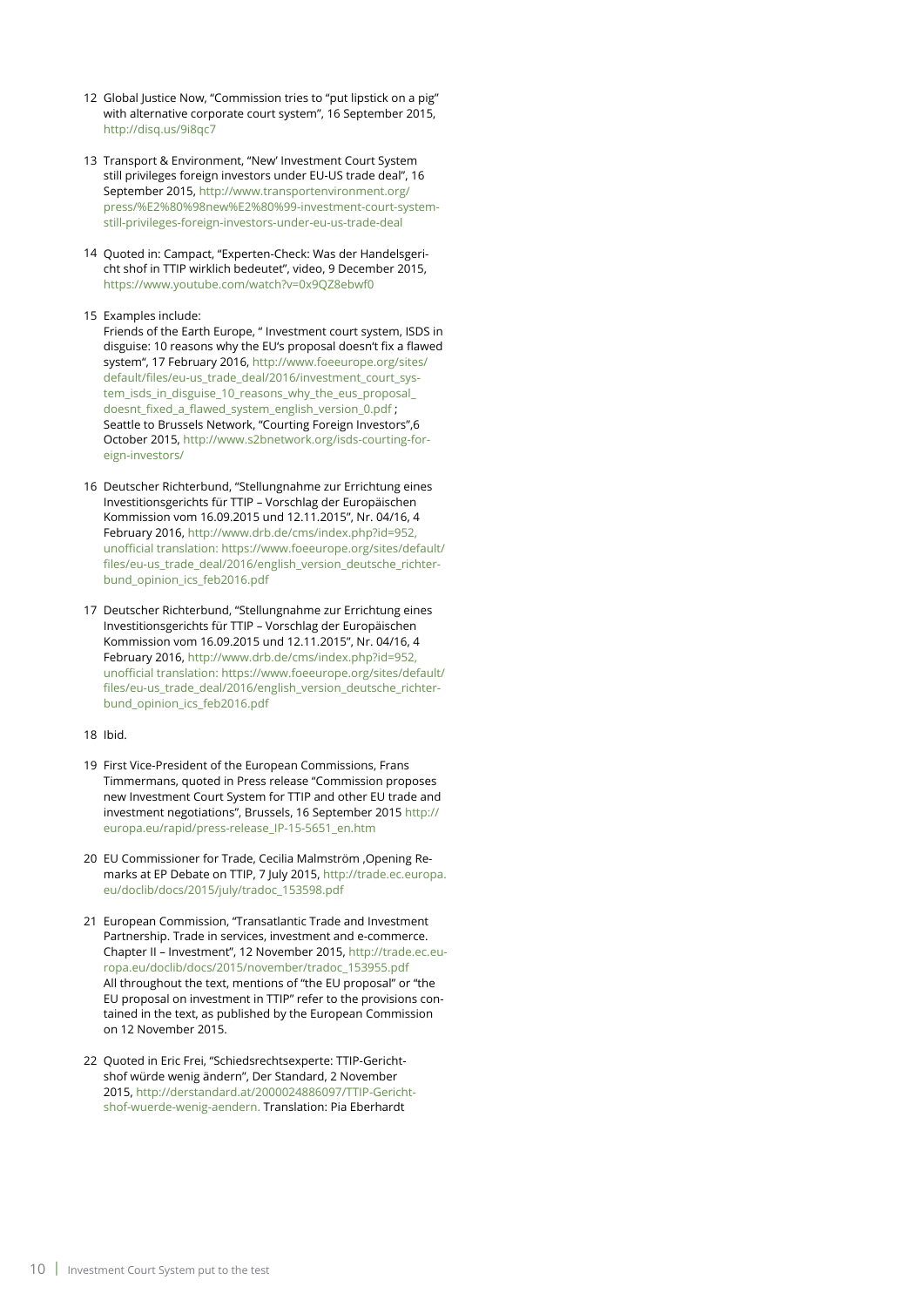12 Global Justice Now, "Commission tries to "put lipstick on a pig" with alternative corporate court system", 16 September 2015, http://disq.us/9i8qc7

13 Transport & Environment, "New' Investment Court System still privileges foreign investors under EU-US trade deal", 16 September 2015, http://www.transportenvironment.org/press/%E2%80%98new%E2%80%99-investment-court-system-still-privileges-foreign-investors-under-eu-us-trade-deal

14 Quoted in: Campact, "Experten-Check: Was der Handelsgericht shof in TTIP wirklich bedeutet", video, 9 December 2015, https://www.youtube.com/watch?v=0x9QZ8ebwf0

15 Examples include:
Friends of the Earth Europe, " Investment court system, ISDS in disguise: 10 reasons why the EU's proposal doesn't fix a flawed system", 17 February 2016, http://www.foeeurope.org/sites/default/files/eu-us_trade_deal/2016/investment_court_system_isds_in_disguise_10_reasons_why_the_eus_proposal_doesnt_fixed_a_flawed_system_english_version_0.pdf ;
Seattle to Brussels Network, "Courting Foreign Investors",6 October 2015, http://www.s2bnetwork.org/isds-courting-foreign-investors/

16 Deutscher Richterbund, "Stellungnahme zur Errichtung eines Investitionsgerichts für TTIP – Vorschlag der Europäischen Kommission vom 16.09.2015 und 12.11.2015", Nr. 04/16, 4 February 2016, http://www.drb.de/cms/index.php?id=952, unofficial translation: https://www.foeeurope.org/sites/default/files/eu-us_trade_deal/2016/english_version_deutsche_richterbund_opinion_ics_feb2016.pdf

17 Deutscher Richterbund, "Stellungnahme zur Errichtung eines Investitionsgerichts für TTIP – Vorschlag der Europäischen Kommission vom 16.09.2015 und 12.11.2015", Nr. 04/16, 4 February 2016, http://www.drb.de/cms/index.php?id=952, unofficial translation: https://www.foeeurope.org/sites/default/files/eu-us_trade_deal/2016/english_version_deutsche_richterbund_opinion_ics_feb2016.pdf

18 Ibid.

19 First Vice-President of the European Commissions, Frans Timmermans, quoted in Press release "Commission proposes new Investment Court System for TTIP and other EU trade and investment negotiations", Brussels, 16 September 2015 http://europa.eu/rapid/press-release_IP-15-5651_en.htm

20 EU Commissioner for Trade, Cecilia Malmström ,Opening Remarks at EP Debate on TTIP, 7 July 2015, http://trade.ec.europa.eu/doclib/docs/2015/july/tradoc_153598.pdf

21 European Commission, "Transatlantic Trade and Investment Partnership. Trade in services, investment and e-commerce. Chapter II – Investment", 12 November 2015, http://trade.ec.europa.eu/doclib/docs/2015/november/tradoc_153955.pdf
All throughout the text, mentions of "the EU proposal" or "the EU proposal on investment in TTIP" refer to the provisions contained in the text, as published by the European Commission on 12 November 2015.

22 Quoted in Eric Frei, "Schiedsrechtsexperte: TTIP-Gerichtshof würde wenig ändern", Der Standard, 2 November 2015, http://derstandard.at/2000024886097/TTIP-Gerichtshof-wuerde-wenig-aendern. Translation: Pia Eberhardt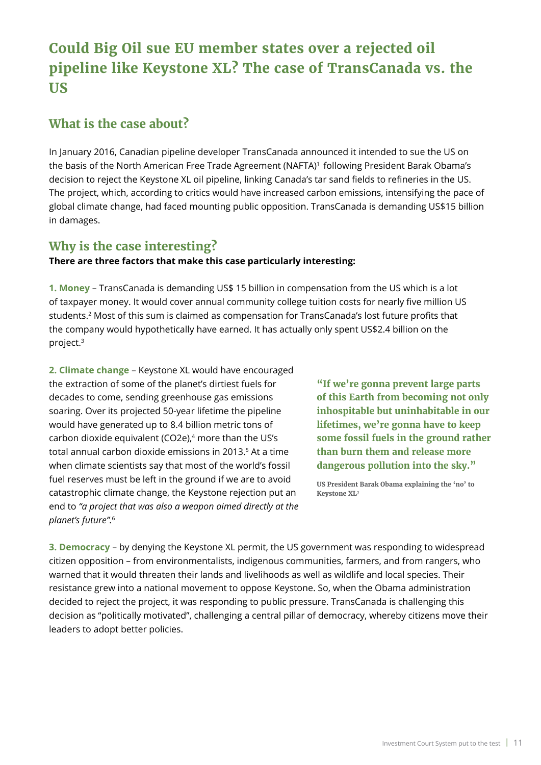# Could Big Oil sue EU member states over a rejected oil pipeline like Keystone XL? The case of TransCanada vs. the US

## What is the case about?

In January 2016, Canadian pipeline developer TransCanada announced it intended to sue the US on the basis of the North American Free Trade Agreement (NAFTA)[1] following President Barak Obama's decision to reject the Keystone XL oil pipeline, linking Canada's tar sand fields to refineries in the US. The project, which, according to critics would have increased carbon emissions, intensifying the pace of global climate change, had faced mounting public opposition. TransCanada is demanding US$15 billion in damages.

## Why is the case interesting?

**There are three factors that make this case particularly interesting:**

**1. Money** – TransCanada is demanding US$ 15 billion in compensation from the US which is a lot of taxpayer money. It would cover annual community college tuition costs for nearly five million US students.[2] Most of this sum is claimed as compensation for TransCanada's lost future profits that the company would hypothetically have earned. It has actually only spent US$2.4 billion on the project.[3]

**2. Climate change** – Keystone XL would have encouraged the extraction of some of the planet's dirtiest fuels for decades to come, sending greenhouse gas emissions soaring. Over its projected 50-year lifetime the pipeline would have generated up to 8.4 billion metric tons of carbon dioxide equivalent (CO2e),[4] more than the US's total annual carbon dioxide emissions in 2013.[5] At a time when climate scientists say that most of the world's fossil fuel reserves must be left in the ground if we are to avoid catastrophic climate change, the Keystone rejection put an end to *"a project that was also a weapon aimed directly at the planet's future"*.[6]

> **"If we're gonna prevent large parts of this Earth from becoming not only inhospitable but uninhabitable in our lifetimes, we're gonna have to keep some fossil fuels in the ground rather than burn them and release more dangerous pollution into the sky."**
>
> US President Barak Obama explaining the 'no' to Keystone XL[7]

**3. Democracy** – by denying the Keystone XL permit, the US government was responding to widespread citizen opposition – from environmentalists, indigenous communities, farmers, and from rangers, who warned that it would threaten their lands and livelihoods as well as wildlife and local species. Their resistance grew into a national movement to oppose Keystone. So, when the Obama administration decided to reject the project, it was responding to public pressure. TransCanada is challenging this decision as "politically motivated", challenging a central pillar of democracy, whereby citizens move their leaders to adopt better policies.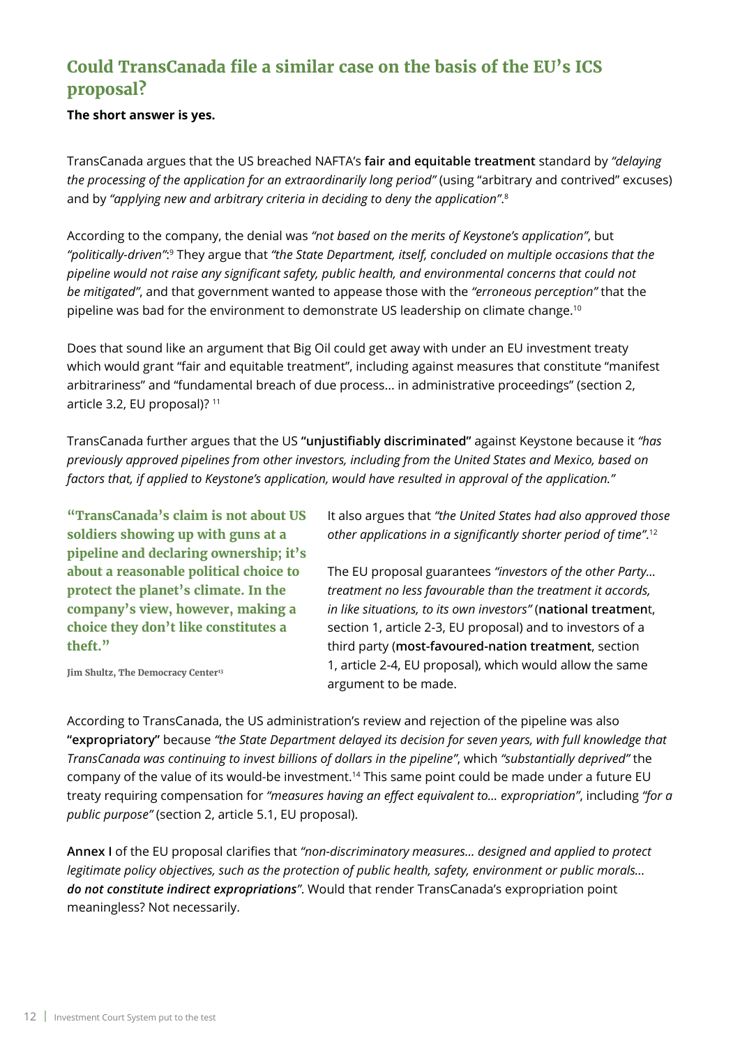## Could TransCanada file a similar case on the basis of the EU's ICS proposal?

**The short answer is yes.**

TransCanada argues that the US breached NAFTA's **fair and equitable treatment** standard by *"delaying the processing of the application for an extraordinarily long period"* (using "arbitrary and contrived" excuses) and by *"applying new and arbitrary criteria in deciding to deny the application"*.[8]

According to the company, the denial was *"not based on the merits of Keystone's application"*, but *"politically-driven"*:[9] They argue that *"the State Department, itself, concluded on multiple occasions that the pipeline would not raise any significant safety, public health, and environmental concerns that could not be mitigated"*, and that government wanted to appease those with the *"erroneous perception"* that the pipeline was bad for the environment to demonstrate US leadership on climate change.[10]

Does that sound like an argument that Big Oil could get away with under an EU investment treaty which would grant "fair and equitable treatment", including against measures that constitute "manifest arbitrariness" and "fundamental breach of due process… in administrative proceedings" (section 2, article 3.2, EU proposal)? [11]

TransCanada further argues that the US **"unjustifiably discriminated"** against Keystone because it *"has previously approved pipelines from other investors, including from the United States and Mexico, based on factors that, if applied to Keystone's application, would have resulted in approval of the application."*

It also argues that *"the United States had also approved those other applications in a significantly shorter period of time"*.[12]

The EU proposal guarantees *"investors of the other Party… treatment no less favourable than the treatment it accords, in like situations, to its own investors"* (**national treatment**, section 1, article 2-3, EU proposal) and to investors of a third party (**most-favoured-nation treatment**, section 1, article 2-4, EU proposal), which would allow the same argument to be made.

> **"TransCanada's claim is not about US soldiers showing up with guns at a pipeline and declaring ownership; it's about a reasonable political choice to protect the planet's climate. In the company's view, however, making a choice they don't like constitutes a theft."**
>
> Jim Shultz, The Democracy Center[13]

According to TransCanada, the US administration's review and rejection of the pipeline was also **"expropriatory"** because *"the State Department delayed its decision for seven years, with full knowledge that TransCanada was continuing to invest billions of dollars in the pipeline"*, which *"substantially deprived"* the company of the value of its would-be investment.[14] This same point could be made under a future EU treaty requiring compensation for *"measures having an effect equivalent to… expropriation"*, including *"for a public purpose"* (section 2, article 5.1, EU proposal).

**Annex I** of the EU proposal clarifies that *"non-discriminatory measures… designed and applied to protect legitimate policy objectives, such as the protection of public health, safety, environment or public morals… **do not constitute indirect expropriations**"*. Would that render TransCanada's expropriation point meaningless? Not necessarily.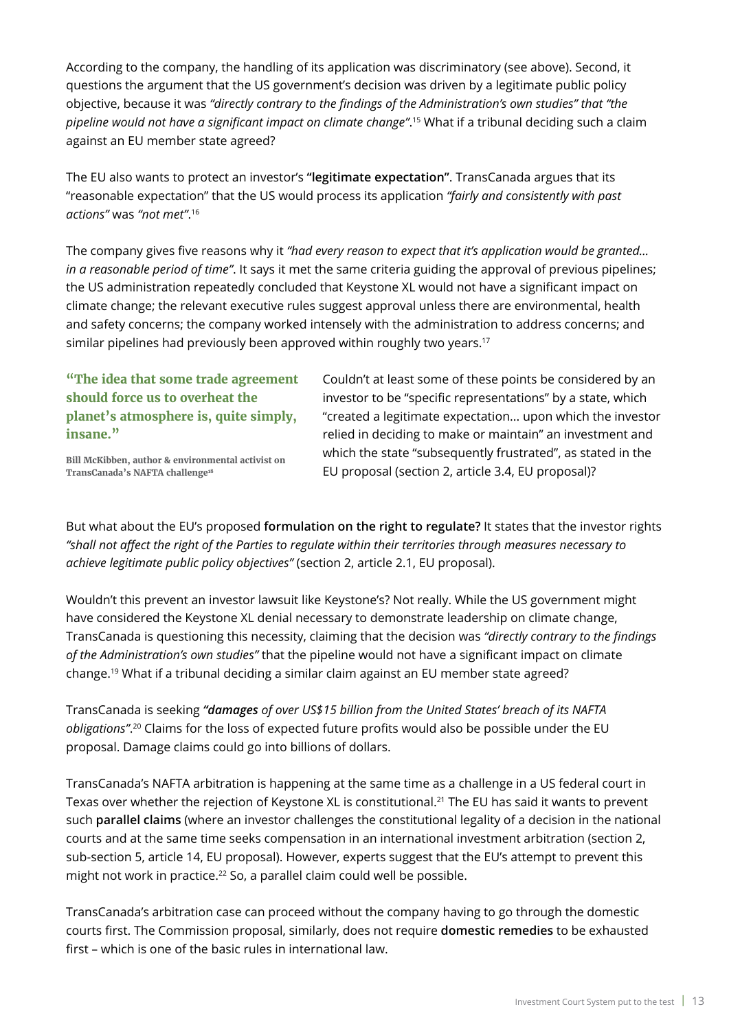According to the company, the handling of its application was discriminatory (see above). Second, it questions the argument that the US government's decision was driven by a legitimate public policy objective, because it was *"directly contrary to the findings of the Administration's own studies" that "the pipeline would not have a significant impact on climate change"*.[15] What if a tribunal deciding such a claim against an EU member state agreed?

The EU also wants to protect an investor's **"legitimate expectation"**. TransCanada argues that its "reasonable expectation" that the US would process its application *"fairly and consistently with past actions"* was *"not met"*.[16]

The company gives five reasons why it *"had every reason to expect that it's application would be granted… in a reasonable period of time"*. It says it met the same criteria guiding the approval of previous pipelines; the US administration repeatedly concluded that Keystone XL would not have a significant impact on climate change; the relevant executive rules suggest approval unless there are environmental, health and safety concerns; the company worked intensely with the administration to address concerns; and similar pipelines had previously been approved within roughly two years.[17]

> **"The idea that some trade agreement should force us to overheat the planet's atmosphere is, quite simply, insane."**
>
> **Bill McKibben, author & environmental activist on TransCanada's NAFTA challenge**[18]

Couldn't at least some of these points be considered by an investor to be "specific representations" by a state, which "created a legitimate expectation… upon which the investor relied in deciding to make or maintain" an investment and which the state "subsequently frustrated", as stated in the EU proposal (section 2, article 3.4, EU proposal)?

But what about the EU's proposed **formulation on the right to regulate?** It states that the investor rights *"shall not affect the right of the Parties to regulate within their territories through measures necessary to achieve legitimate public policy objectives"* (section 2, article 2.1, EU proposal).

Wouldn't this prevent an investor lawsuit like Keystone's? Not really. While the US government might have considered the Keystone XL denial necessary to demonstrate leadership on climate change, TransCanada is questioning this necessity, claiming that the decision was *"directly contrary to the findings of the Administration's own studies"* that the pipeline would not have a significant impact on climate change.[19] What if a tribunal deciding a similar claim against an EU member state agreed?

TransCanada is seeking ***"damages** of over US$15 billion from the United States' breach of its NAFTA obligations"*.[20] Claims for the loss of expected future profits would also be possible under the EU proposal. Damage claims could go into billions of dollars.

TransCanada's NAFTA arbitration is happening at the same time as a challenge in a US federal court in Texas over whether the rejection of Keystone XL is constitutional.[21] The EU has said it wants to prevent such **parallel claims** (where an investor challenges the constitutional legality of a decision in the national courts and at the same time seeks compensation in an international investment arbitration (section 2, sub-section 5, article 14, EU proposal). However, experts suggest that the EU's attempt to prevent this might not work in practice.[22] So, a parallel claim could well be possible.

TransCanada's arbitration case can proceed without the company having to go through the domestic courts first. The Commission proposal, similarly, does not require **domestic remedies** to be exhausted first – which is one of the basic rules in international law.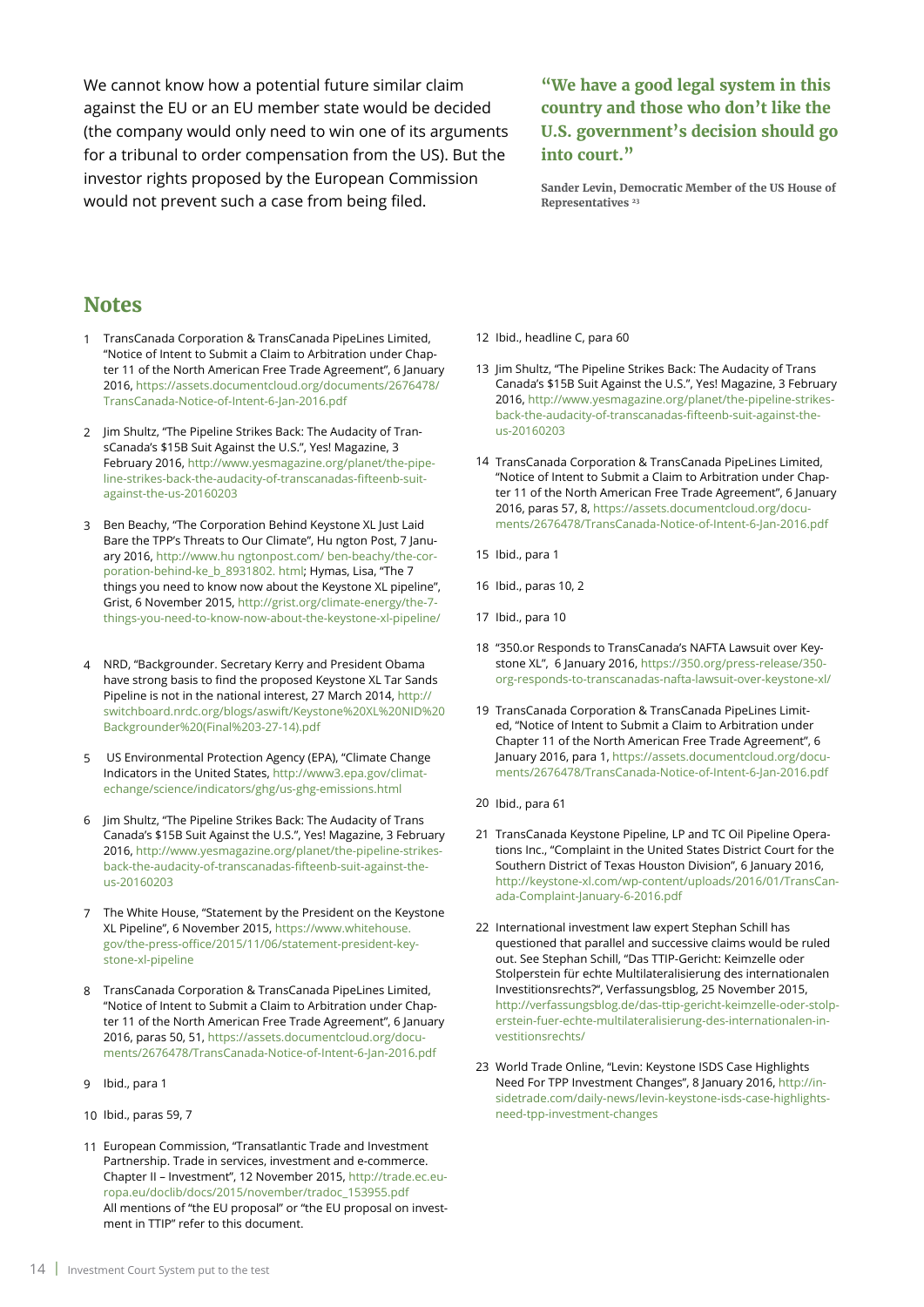We cannot know how a potential future similar claim against the EU or an EU member state would be decided (the company would only need to win one of its arguments for a tribunal to order compensation from the US). But the investor rights proposed by the European Commission would not prevent such a case from being filed.

> **"We have a good legal system in this country and those who don't like the U.S. government's decision should go into court."**
>
> **Sander Levin, Democratic Member of the US House of Representatives** [23]

## Notes

1. TransCanada Corporation & TransCanada PipeLines Limited, "Notice of Intent to Submit a Claim to Arbitration under Chapter 11 of the North American Free Trade Agreement", 6 January 2016, https://assets.documentcloud.org/documents/2676478/TransCanada-Notice-of-Intent-6-Jan-2016.pdf

2. Jim Shultz, "The Pipeline Strikes Back: The Audacity of TransCanada's $15B Suit Against the U.S.", Yes! Magazine, 3 February 2016, http://www.yesmagazine.org/planet/the-pipeline-strikes-back-the-audacity-of-transcanadas-fifteenb-suit-against-the-us-20160203

3. Ben Beachy, "The Corporation Behind Keystone XL Just Laid Bare the TPP's Threats to Our Climate", Hu ngton Post, 7 January 2016, http://www.hu ngtonpost.com/ ben-beachy/the-corporation-behind-ke_b_8931802. html; Hymas, Lisa, "The 7 things you need to know now about the Keystone XL pipeline", Grist, 6 November 2015, http://grist.org/climate-energy/the-7-things-you-need-to-know-now-about-the-keystone-xl-pipeline/

4. NRD, "Backgrounder. Secretary Kerry and President Obama have strong basis to find the proposed Keystone XL Tar Sands Pipeline is not in the national interest, 27 March 2014, http://switchboard.nrdc.org/blogs/aswift/Keystone%20XL%20NID%20Backgrounder%20(Final%203-27-14).pdf

5. US Environmental Protection Agency (EPA), "Climate Change Indicators in the United States, http://www3.epa.gov/climatechange/science/indicators/ghg/us-ghg-emissions.html

6. Jim Shultz, "The Pipeline Strikes Back: The Audacity of Trans Canada's $15B Suit Against the U.S.", Yes! Magazine, 3 February 2016, http://www.yesmagazine.org/planet/the-pipeline-strikes-back-the-audacity-of-transcanadas-fifteenb-suit-against-the-us-20160203

7. The White House, "Statement by the President on the Keystone XL Pipeline", 6 November 2015, https://www.whitehouse.gov/the-press-office/2015/11/06/statement-president-keystone-xl-pipeline

8. TransCanada Corporation & TransCanada PipeLines Limited, "Notice of Intent to Submit a Claim to Arbitration under Chapter 11 of the North American Free Trade Agreement", 6 January 2016, paras 50, 51, https://assets.documentcloud.org/documents/2676478/TransCanada-Notice-of-Intent-6-Jan-2016.pdf

9. Ibid., para 1

10. Ibid., paras 59, 7

11. European Commission, "Transatlantic Trade and Investment Partnership. Trade in services, investment and e-commerce. Chapter II – Investment", 12 November 2015, http://trade.ec.europa.eu/doclib/docs/2015/november/tradoc_153955.pdf
All mentions of "the EU proposal" or "the EU proposal on investment in TTIP" refer to this document.

12. Ibid., headline C, para 60

13. Jim Shultz, "The Pipeline Strikes Back: The Audacity of Trans Canada's $15B Suit Against the U.S.", Yes! Magazine, 3 February 2016, http://www.yesmagazine.org/planet/the-pipeline-strikes-back-the-audacity-of-transcanadas-fifteenb-suit-against-the-us-20160203

14. TransCanada Corporation & TransCanada PipeLines Limited, "Notice of Intent to Submit a Claim to Arbitration under Chapter 11 of the North American Free Trade Agreement", 6 January 2016, paras 57, 8, https://assets.documentcloud.org/documents/2676478/TransCanada-Notice-of-Intent-6-Jan-2016.pdf

15. Ibid., para 1

16. Ibid., paras 10, 2

17. Ibid., para 10

18. "350.or Responds to TransCanada's NAFTA Lawsuit over Keystone XL", 6 January 2016, https://350.org/press-release/350-org-responds-to-transcanadas-nafta-lawsuit-over-keystone-xl/

19. TransCanada Corporation & TransCanada PipeLines Limited, "Notice of Intent to Submit a Claim to Arbitration under Chapter 11 of the North American Free Trade Agreement", 6 January 2016, para 1, https://assets.documentcloud.org/documents/2676478/TransCanada-Notice-of-Intent-6-Jan-2016.pdf

20. Ibid., para 61

21. TransCanada Keystone Pipeline, LP and TC Oil Pipeline Operations Inc., "Complaint in the United States District Court for the Southern District of Texas Houston Division", 6 January 2016, http://keystone-xl.com/wp-content/uploads/2016/01/TransCanada-Complaint-January-6-2016.pdf

22. International investment law expert Stephan Schill has questioned that parallel and successive claims would be ruled out. See Stephan Schill, "Das TTIP-Gericht: Keimzelle oder Stolperstein für echte Multilateralisierung des internationalen Investitionsrechts?", Verfassungsblog, 25 November 2015, http://verfassungsblog.de/das-ttip-gericht-keimzelle-oder-stolperstein-fuer-echte-multilateralisierung-des-internationalen-investitionsrechts/

23. World Trade Online, "Levin: Keystone ISDS Case Highlights Need For TPP Investment Changes", 8 January 2016, http://insidetrade.com/daily-news/levin-keystone-isds-case-highlights-need-tpp-investment-changes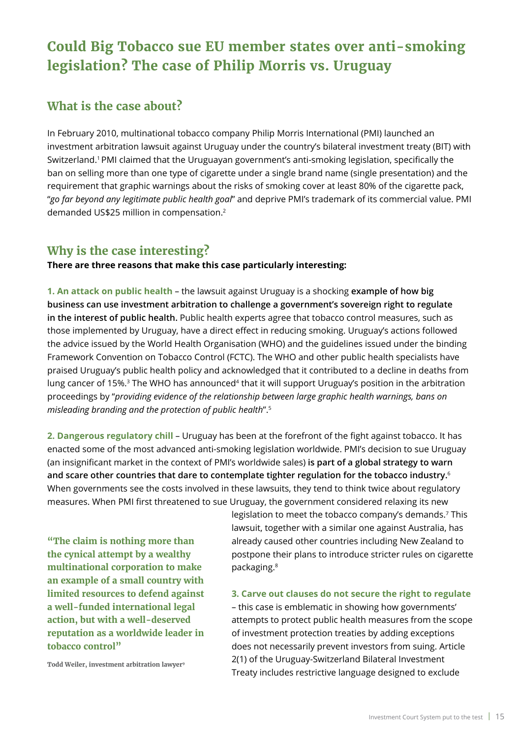# Could Big Tobacco sue EU member states over anti-smoking legislation? The case of Philip Morris vs. Uruguay

## What is the case about?

In February 2010, multinational tobacco company Philip Morris International (PMI) launched an investment arbitration lawsuit against Uruguay under the country's bilateral investment treaty (BIT) with Switzerland.[1] PMI claimed that the Uruguayan government's anti-smoking legislation, specifically the ban on selling more than one type of cigarette under a single brand name (single presentation) and the requirement that graphic warnings about the risks of smoking cover at least 80% of the cigarette pack, "*go far beyond any legitimate public health goal*" and deprive PMI's trademark of its commercial value. PMI demanded US$25 million in compensation.[2]

## Why is the case interesting?

**There are three reasons that make this case particularly interesting:**

**1. An attack on public health** – the lawsuit against Uruguay is a shocking **example of how big business can use investment arbitration to challenge a government's sovereign right to regulate in the interest of public health.** Public health experts agree that tobacco control measures, such as those implemented by Uruguay, have a direct effect in reducing smoking. Uruguay's actions followed the advice issued by the World Health Organisation (WHO) and the guidelines issued under the binding Framework Convention on Tobacco Control (FCTC). The WHO and other public health specialists have praised Uruguay's public health policy and acknowledged that it contributed to a decline in deaths from lung cancer of 15%.[3] The WHO has announced[4] that it will support Uruguay's position in the arbitration proceedings by "*providing evidence of the relationship between large graphic health warnings, bans on misleading branding and the protection of public health*".[5]

**2. Dangerous regulatory chill** – Uruguay has been at the forefront of the fight against tobacco. It has enacted some of the most advanced anti-smoking legislation worldwide. PMI's decision to sue Uruguay (an insignificant market in the context of PMI's worldwide sales) **is part of a global strategy to warn and scare other countries that dare to contemplate tighter regulation for the tobacco industry.**[6] When governments see the costs involved in these lawsuits, they tend to think twice about regulatory measures. When PMI first threatened to sue Uruguay, the government considered relaxing its new legislation to meet the tobacco company's demands.[7] This lawsuit, together with a similar one against Australia, has already caused other countries including New Zealand to postpone their plans to introduce stricter rules on cigarette packaging.[8]

> **"The claim is nothing more than the cynical attempt by a wealthy multinational corporation to make an example of a small country with limited resources to defend against a well-funded international legal action, but with a well-deserved reputation as a worldwide leader in tobacco control"**
>
> **Todd Weiler, investment arbitration lawyer**[9]

**3. Carve out clauses do not secure the right to regulate** – this case is emblematic in showing how governments' attempts to protect public health measures from the scope of investment protection treaties by adding exceptions does not necessarily prevent investors from suing. Article 2(1) of the Uruguay-Switzerland Bilateral Investment Treaty includes restrictive language designed to exclude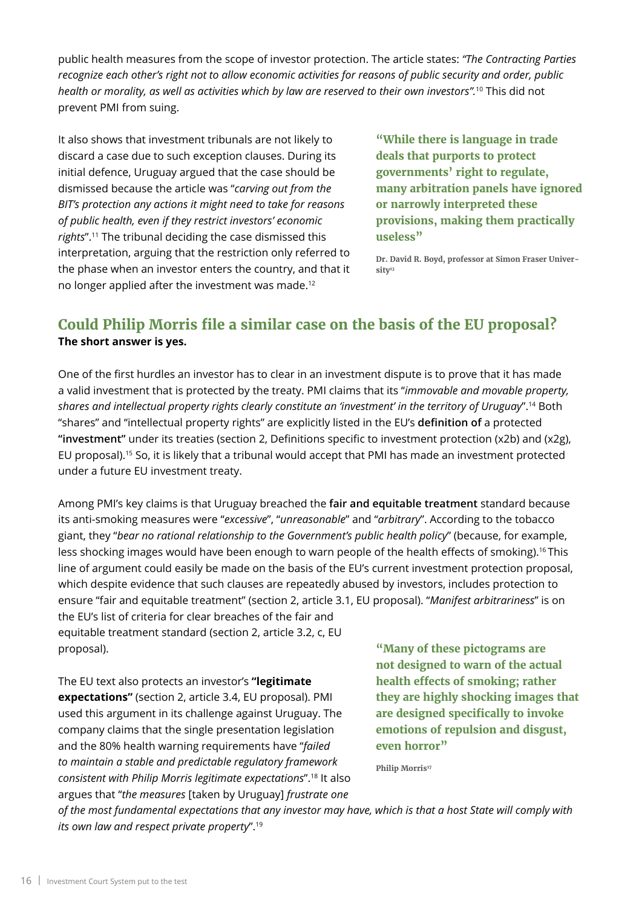public health measures from the scope of investor protection. The article states: *"The Contracting Parties recognize each other's right not to allow economic activities for reasons of public security and order, public health or morality, as well as activities which by law are reserved to their own investors".*[10] This did not prevent PMI from suing.

It also shows that investment tribunals are not likely to discard a case due to such exception clauses. During its initial defence, Uruguay argued that the case should be dismissed because the article was "*carving out from the BIT's protection any actions it might need to take for reasons of public health, even if they restrict investors' economic rights*".[11] The tribunal deciding the case dismissed this interpretation, arguing that the restriction only referred to the phase when an investor enters the country, and that it no longer applied after the investment was made.[12]

> **"While there is language in trade deals that purports to protect governments' right to regulate, many arbitration panels have ignored or narrowly interpreted these provisions, making them practically useless"**
>
> **Dr. David R. Boyd, professor at Simon Fraser University**[13]

## Could Philip Morris file a similar case on the basis of the EU proposal?

**The short answer is yes.**

One of the first hurdles an investor has to clear in an investment dispute is to prove that it has made a valid investment that is protected by the treaty. PMI claims that its "*immovable and movable property, shares and intellectual property rights clearly constitute an 'investment' in the territory of Uruguay*".[14] Both "shares" and "intellectual property rights" are explicitly listed in the EU's **definition of** a protected **"investment"** under its treaties (section 2, Definitions specific to investment protection (x2b) and (x2g), EU proposal).[15] So, it is likely that a tribunal would accept that PMI has made an investment protected under a future EU investment treaty.

Among PMI's key claims is that Uruguay breached the **fair and equitable treatment** standard because its anti-smoking measures were "*excessive*", "*unreasonable*" and "*arbitrary*". According to the tobacco giant, they "*bear no rational relationship to the Government's public health policy*" (because, for example, less shocking images would have been enough to warn people of the health effects of smoking).[16] This line of argument could easily be made on the basis of the EU's current investment protection proposal, which despite evidence that such clauses are repeatedly abused by investors, includes protection to ensure "fair and equitable treatment" (section 2, article 3.1, EU proposal). "*Manifest arbitrariness*" is on the EU's list of criteria for clear breaches of the fair and equitable treatment standard (section 2, article 3.2, c, EU proposal).

> **"Many of these pictograms are not designed to warn of the actual health effects of smoking; rather they are highly shocking images that are designed specifically to invoke emotions of repulsion and disgust, even horror"**
>
> **Philip Morris**[17]

The EU text also protects an investor's **"legitimate expectations"** (section 2, article 3.4, EU proposal). PMI used this argument in its challenge against Uruguay. The company claims that the single presentation legislation and the 80% health warning requirements have "*failed to maintain a stable and predictable regulatory framework consistent with Philip Morris legitimate expectations*".[18] It also argues that "*the measures* [taken by Uruguay] *frustrate one of the most fundamental expectations that any investor may have, which is that a host State will comply with its own law and respect private property*".[19]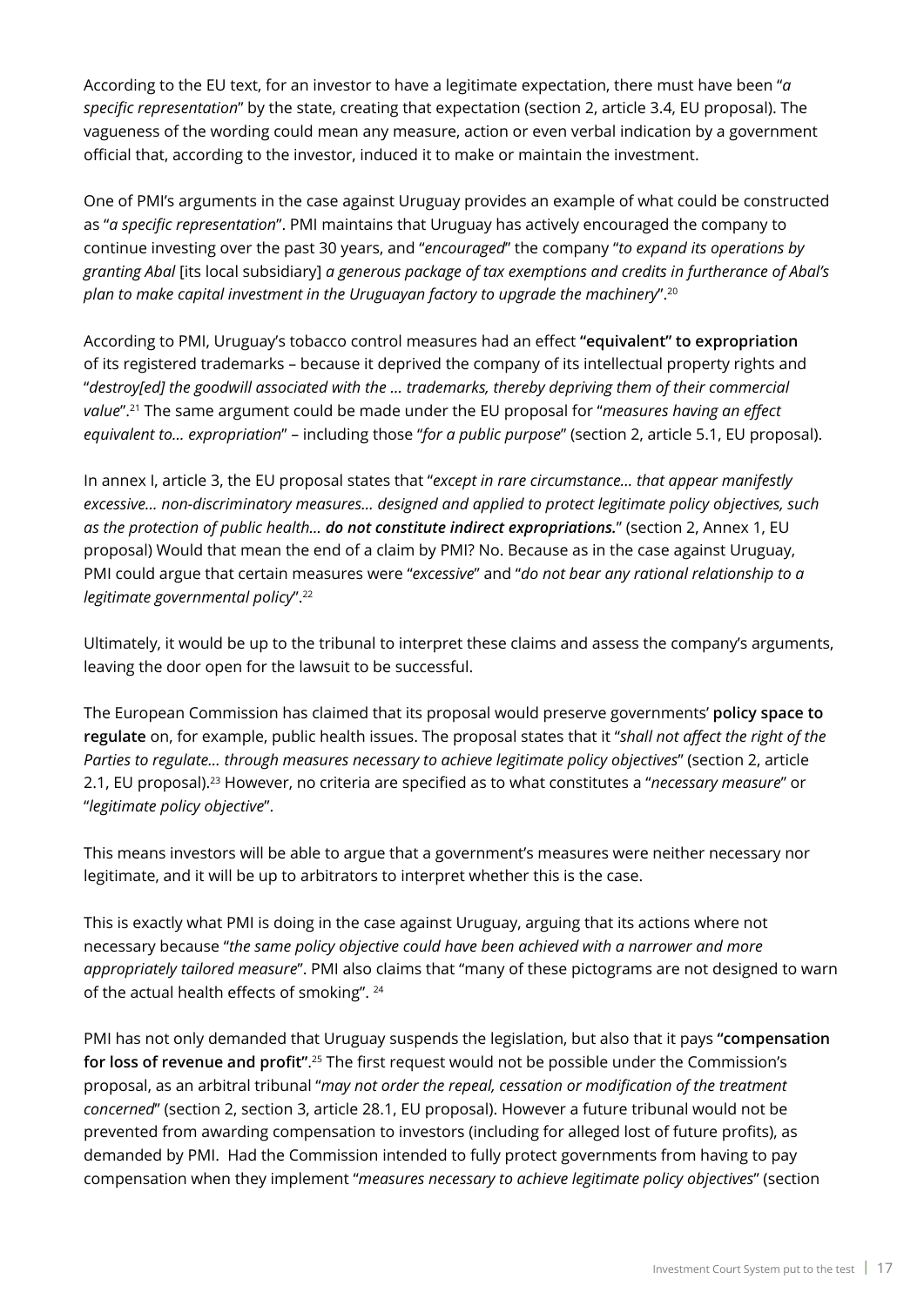According to the EU text, for an investor to have a legitimate expectation, there must have been "*a specific representation*" by the state, creating that expectation (section 2, article 3.4, EU proposal). The vagueness of the wording could mean any measure, action or even verbal indication by a government official that, according to the investor, induced it to make or maintain the investment.

One of PMI's arguments in the case against Uruguay provides an example of what could be constructed as "*a specific representation*". PMI maintains that Uruguay has actively encouraged the company to continue investing over the past 30 years, and "*encouraged*" the company "*to expand its operations by granting Abal* [its local subsidiary] *a generous package of tax exemptions and credits in furtherance of Abal's plan to make capital investment in the Uruguayan factory to upgrade the machinery*".[20]

According to PMI, Uruguay's tobacco control measures had an effect **"equivalent" to expropriation** of its registered trademarks – because it deprived the company of its intellectual property rights and "*destroy[ed] the goodwill associated with the ... trademarks, thereby depriving them of their commercial value*".[21] The same argument could be made under the EU proposal for "*measures having an effect equivalent to... expropriation*" – including those "*for a public purpose*" (section 2, article 5.1, EU proposal).

In annex I, article 3, the EU proposal states that "*except in rare circumstance... that appear manifestly excessive... non-discriminatory measures... designed and applied to protect legitimate policy objectives, such as the protection of public health...* ***do not constitute indirect expropriations.***" (section 2, Annex 1, EU proposal) Would that mean the end of a claim by PMI? No. Because as in the case against Uruguay, PMI could argue that certain measures were "*excessive*" and "*do not bear any rational relationship to a legitimate governmental policy*".[22]

Ultimately, it would be up to the tribunal to interpret these claims and assess the company's arguments, leaving the door open for the lawsuit to be successful.

The European Commission has claimed that its proposal would preserve governments' **policy space to regulate** on, for example, public health issues. The proposal states that it "*shall not affect the right of the Parties to regulate... through measures necessary to achieve legitimate policy objectives*" (section 2, article 2.1, EU proposal).[23] However, no criteria are specified as to what constitutes a "*necessary measure*" or "*legitimate policy objective*".

This means investors will be able to argue that a government's measures were neither necessary nor legitimate, and it will be up to arbitrators to interpret whether this is the case.

This is exactly what PMI is doing in the case against Uruguay, arguing that its actions where not necessary because "*the same policy objective could have been achieved with a narrower and more appropriately tailored measure*". PMI also claims that "many of these pictograms are not designed to warn of the actual health effects of smoking". [24]

PMI has not only demanded that Uruguay suspends the legislation, but also that it pays **"compensation for loss of revenue and profit"**.[25] The first request would not be possible under the Commission's proposal, as an arbitral tribunal "*may not order the repeal, cessation or modification of the treatment concerned*" (section 2, section 3, article 28.1, EU proposal). However a future tribunal would not be prevented from awarding compensation to investors (including for alleged lost of future profits), as demanded by PMI. Had the Commission intended to fully protect governments from having to pay compensation when they implement "*measures necessary to achieve legitimate policy objectives*" (section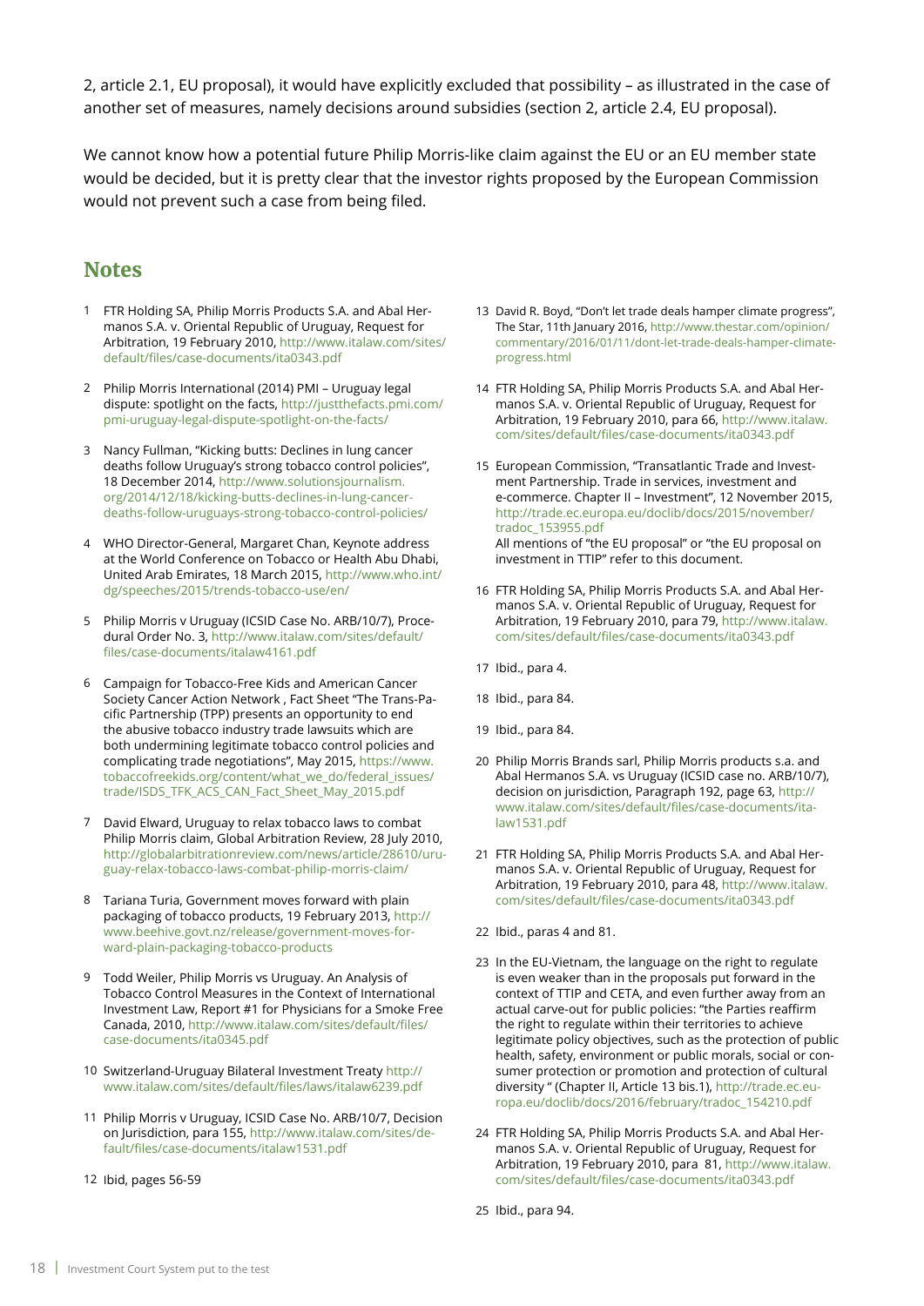2, article 2.1, EU proposal), it would have explicitly excluded that possibility – as illustrated in the case of another set of measures, namely decisions around subsidies (section 2, article 2.4, EU proposal).

We cannot know how a potential future Philip Morris-like claim against the EU or an EU member state would be decided, but it is pretty clear that the investor rights proposed by the European Commission would not prevent such a case from being filed.

## Notes

1. FTR Holding SA, Philip Morris Products S.A. and Abal Hermanos S.A. v. Oriental Republic of Uruguay, Request for Arbitration, 19 February 2010, http://www.italaw.com/sites/default/files/case-documents/ita0343.pdf

2. Philip Morris International (2014) PMI – Uruguay legal dispute: spotlight on the facts, http://justthefacts.pmi.com/pmi-uruguay-legal-dispute-spotlight-on-the-facts/

3. Nancy Fullman, "Kicking butts: Declines in lung cancer deaths follow Uruguay's strong tobacco control policies", 18 December 2014, http://www.solutionsjournalism.org/2014/12/18/kicking-butts-declines-in-lung-cancer-deaths-follow-uruguays-strong-tobacco-control-policies/

4. WHO Director-General, Margaret Chan, Keynote address at the World Conference on Tobacco or Health Abu Dhabi, United Arab Emirates, 18 March 2015, http://www.who.int/dg/speeches/2015/trends-tobacco-use/en/

5. Philip Morris v Uruguay (ICSID Case No. ARB/10/7), Procedural Order No. 3, http://www.italaw.com/sites/default/files/case-documents/italaw4161.pdf

6. Campaign for Tobacco-Free Kids and American Cancer Society Cancer Action Network , Fact Sheet "The Trans-Pacific Partnership (TPP) presents an opportunity to end the abusive tobacco industry trade lawsuits which are both undermining legitimate tobacco control policies and complicating trade negotiations", May 2015, https://www.tobaccofreekids.org/content/what_we_do/federal_issues/trade/ISDS_TFK_ACS_CAN_Fact_Sheet_May_2015.pdf

7. David Elward, Uruguay to relax tobacco laws to combat Philip Morris claim, Global Arbitration Review, 28 July 2010, http://globalarbitrationreview.com/news/article/28610/uruguay-relax-tobacco-laws-combat-philip-morris-claim/

8. Tariana Turia, Government moves forward with plain packaging of tobacco products, 19 February 2013, http://www.beehive.govt.nz/release/government-moves-forward-plain-packaging-tobacco-products

9. Todd Weiler, Philip Morris vs Uruguay. An Analysis of Tobacco Control Measures in the Context of International Investment Law, Report #1 for Physicians for a Smoke Free Canada, 2010, http://www.italaw.com/sites/default/files/case-documents/ita0345.pdf

10. Switzerland-Uruguay Bilateral Investment Treaty http://www.italaw.com/sites/default/files/laws/italaw6239.pdf

11. Philip Morris v Uruguay, ICSID Case No. ARB/10/7, Decision on Jurisdiction, para 155, http://www.italaw.com/sites/default/files/case-documents/italaw1531.pdf

12. Ibid, pages 56-59

13. David R. Boyd, "Don't let trade deals hamper climate progress", The Star, 11th January 2016, http://www.thestar.com/opinion/commentary/2016/01/11/dont-let-trade-deals-hamper-climate-progress.html

14. FTR Holding SA, Philip Morris Products S.A. and Abal Hermanos S.A. v. Oriental Republic of Uruguay, Request for Arbitration, 19 February 2010, para 66, http://www.italaw.com/sites/default/files/case-documents/ita0343.pdf

15. European Commission, "Transatlantic Trade and Investment Partnership. Trade in services, investment and e-commerce. Chapter II – Investment", 12 November 2015, http://trade.ec.europa.eu/doclib/docs/2015/november/tradoc_153955.pdf
All mentions of "the EU proposal" or "the EU proposal on investment in TTIP" refer to this document.

16. FTR Holding SA, Philip Morris Products S.A. and Abal Hermanos S.A. v. Oriental Republic of Uruguay, Request for Arbitration, 19 February 2010, para 79, http://www.italaw.com/sites/default/files/case-documents/ita0343.pdf

17. Ibid., para 4.

18. Ibid., para 84.

19. Ibid., para 84.

20. Philip Morris Brands sarl, Philip Morris products s.a. and Abal Hermanos S.A. vs Uruguay (ICSID case no. ARB/10/7), decision on jurisdiction, Paragraph 192, page 63, http://www.italaw.com/sites/default/files/case-documents/italaw1531.pdf

21. FTR Holding SA, Philip Morris Products S.A. and Abal Hermanos S.A. v. Oriental Republic of Uruguay, Request for Arbitration, 19 February 2010, para 48, http://www.italaw.com/sites/default/files/case-documents/ita0343.pdf

22. Ibid., paras 4 and 81.

23. In the EU-Vietnam, the language on the right to regulate is even weaker than in the proposals put forward in the context of TTIP and CETA, and even further away from an actual carve-out for public policies: "the Parties reaffirm the right to regulate within their territories to achieve legitimate policy objectives, such as the protection of public health, safety, environment or public morals, social or consumer protection or promotion and protection of cultural diversity " (Chapter II, Article 13 bis.1), http://trade.ec.europa.eu/doclib/docs/2016/february/tradoc_154210.pdf

24. FTR Holding SA, Philip Morris Products S.A. and Abal Hermanos S.A. v. Oriental Republic of Uruguay, Request for Arbitration, 19 February 2010, para 81, http://www.italaw.com/sites/default/files/case-documents/ita0343.pdf

25. Ibid., para 94.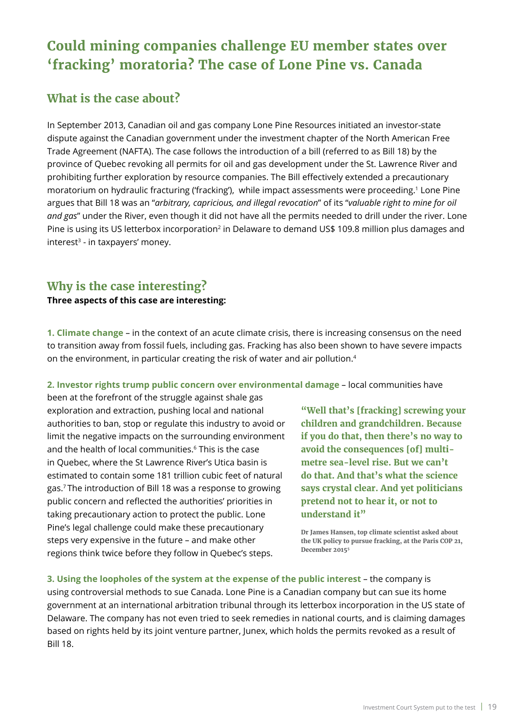# Could mining companies challenge EU member states over 'fracking' moratoria? The case of Lone Pine vs. Canada

## What is the case about?

In September 2013, Canadian oil and gas company Lone Pine Resources initiated an investor-state dispute against the Canadian government under the investment chapter of the North American Free Trade Agreement (NAFTA). The case follows the introduction of a bill (referred to as Bill 18) by the province of Quebec revoking all permits for oil and gas development under the St. Lawrence River and prohibiting further exploration by resource companies. The Bill effectively extended a precautionary moratorium on hydraulic fracturing ('fracking'), while impact assessments were proceeding.[1] Lone Pine argues that Bill 18 was an "*arbitrary, capricious, and illegal revocation*" of its "*valuable right to mine for oil and gas*" under the River, even though it did not have all the permits needed to drill under the river. Lone Pine is using its US letterbox incorporation[2] in Delaware to demand US$ 109.8 million plus damages and interest[3] - in taxpayers' money.

## Why is the case interesting?

**Three aspects of this case are interesting:**

**1. Climate change** – in the context of an acute climate crisis, there is increasing consensus on the need to transition away from fossil fuels, including gas. Fracking has also been shown to have severe impacts on the environment, in particular creating the risk of water and air pollution.[4]

**2. Investor rights trump public concern over environmental damage** – local communities have been at the forefront of the struggle against shale gas exploration and extraction, pushing local and national authorities to ban, stop or regulate this industry to avoid or limit the negative impacts on the surrounding environment and the health of local communities.[6] This is the case in Quebec, where the St Lawrence River's Utica basin is estimated to contain some 181 trillion cubic feet of natural gas.[7] The introduction of Bill 18 was a response to growing public concern and reflected the authorities' priorities in taking precautionary action to protect the public. Lone Pine's legal challenge could make these precautionary steps very expensive in the future – and make other regions think twice before they follow in Quebec's steps.

> **"Well that's [fracking] screwing your children and grandchildren. Because if you do that, then there's no way to avoid the consequences [of] multi-metre sea-level rise. But we can't do that. And that's what the science says crystal clear. And yet politicians pretend not to hear it, or not to understand it"**
>
> **Dr James Hansen, top climate scientist asked about the UK policy to pursue fracking, at the Paris COP 21, December 2015**[5]

**3. Using the loopholes of the system at the expense of the public interest** – the company is using controversial methods to sue Canada. Lone Pine is a Canadian company but can sue its home government at an international arbitration tribunal through its letterbox incorporation in the US state of Delaware. The company has not even tried to seek remedies in national courts, and is claiming damages based on rights held by its joint venture partner, Junex, which holds the permits revoked as a result of Bill 18.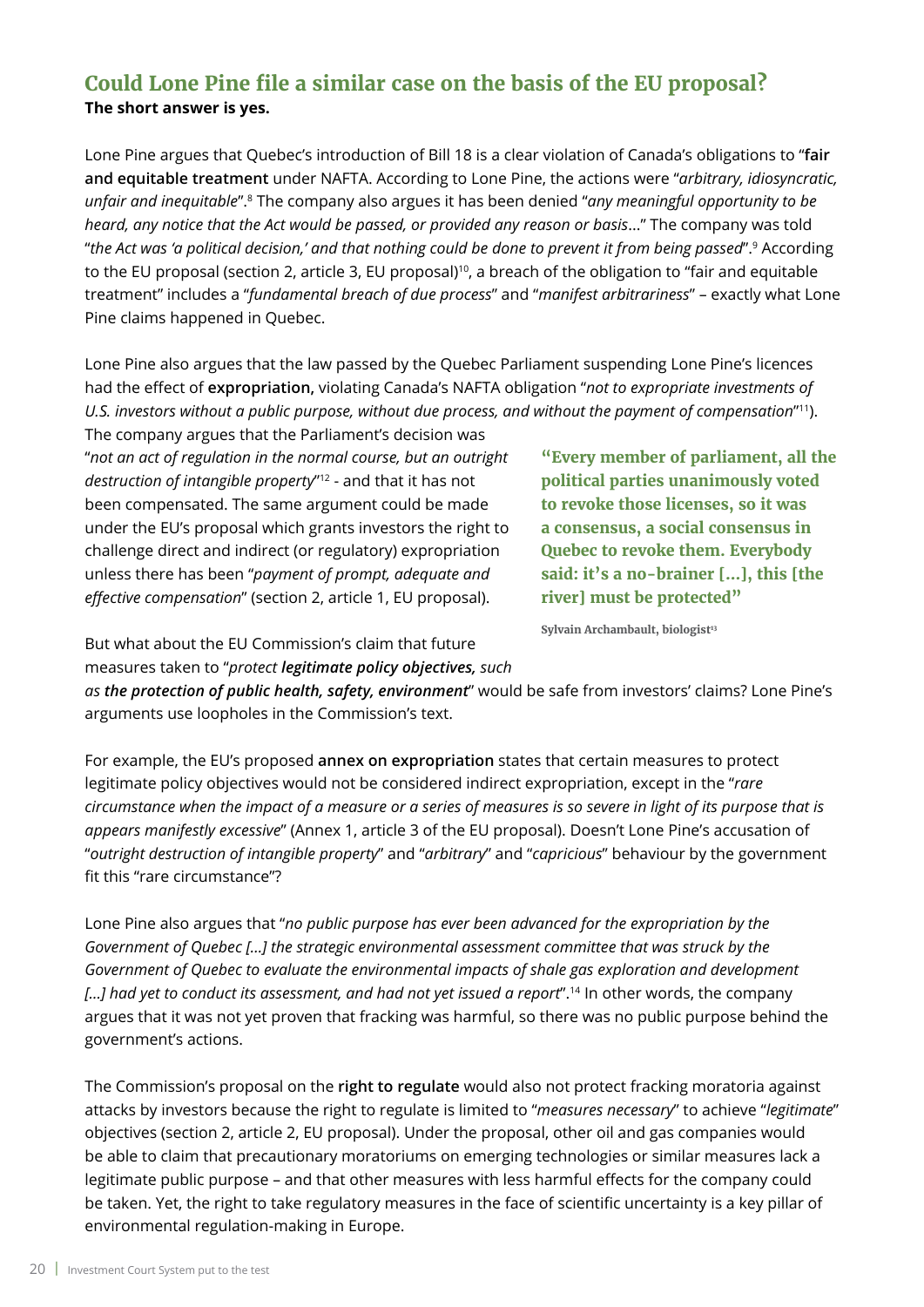## Could Lone Pine file a similar case on the basis of the EU proposal?

**The short answer is yes.**

Lone Pine argues that Quebec's introduction of Bill 18 is a clear violation of Canada's obligations to "**fair and equitable treatment** under NAFTA. According to Lone Pine, the actions were "*arbitrary, idiosyncratic, unfair and inequitable*".[8] The company also argues it has been denied "*any meaningful opportunity to be heard, any notice that the Act would be passed, or provided any reason or basis*..." The company was told "*the Act was 'a political decision,' and that nothing could be done to prevent it from being passed*".[9] According to the EU proposal (section 2, article 3, EU proposal)[10], a breach of the obligation to "fair and equitable treatment" includes a "*fundamental breach of due process*" and "*manifest arbitrariness*" – exactly what Lone Pine claims happened in Quebec.

Lone Pine also argues that the law passed by the Quebec Parliament suspending Lone Pine's licences had the effect of **expropriation,** violating Canada's NAFTA obligation "*not to expropriate investments of U.S. investors without a public purpose, without due process, and without the payment of compensation*"[11]). The company argues that the Parliament's decision was "*not an act of regulation in the normal course, but an outright destruction of intangible property*"[12] - and that it has not been compensated. The same argument could be made under the EU's proposal which grants investors the right to challenge direct and indirect (or regulatory) expropriation unless there has been "*payment of prompt, adequate and effective compensation*" (section 2, article 1, EU proposal).

> **"Every member of parliament, all the political parties unanimously voted to revoke those licenses, so it was a consensus, a social consensus in Quebec to revoke them. Everybody said: it's a no-brainer [...], this [the river] must be protected"**
>
> **Sylvain Archambault, biologist**[13]

But what about the EU Commission's claim that future measures taken to "*protect* ***legitimate policy objectives,*** *such as* ***the protection of public health, safety, environment***" would be safe from investors' claims? Lone Pine's arguments use loopholes in the Commission's text.

For example, the EU's proposed **annex on expropriation** states that certain measures to protect legitimate policy objectives would not be considered indirect expropriation, except in the "*rare circumstance when the impact of a measure or a series of measures is so severe in light of its purpose that is appears manifestly excessive*" (Annex 1, article 3 of the EU proposal). Doesn't Lone Pine's accusation of "*outright destruction of intangible property*" and "*arbitrary*" and "*capricious*" behaviour by the government fit this "rare circumstance"?

Lone Pine also argues that "*no public purpose has ever been advanced for the expropriation by the Government of Quebec [...] the strategic environmental assessment committee that was struck by the Government of Quebec to evaluate the environmental impacts of shale gas exploration and development [...] had yet to conduct its assessment, and had not yet issued a report*".[14] In other words, the company argues that it was not yet proven that fracking was harmful, so there was no public purpose behind the government's actions.

The Commission's proposal on the **right to regulate** would also not protect fracking moratoria against attacks by investors because the right to regulate is limited to "*measures necessary*" to achieve "*legitimate*" objectives (section 2, article 2, EU proposal). Under the proposal, other oil and gas companies would be able to claim that precautionary moratoriums on emerging technologies or similar measures lack a legitimate public purpose – and that other measures with less harmful effects for the company could be taken. Yet, the right to take regulatory measures in the face of scientific uncertainty is a key pillar of environmental regulation-making in Europe.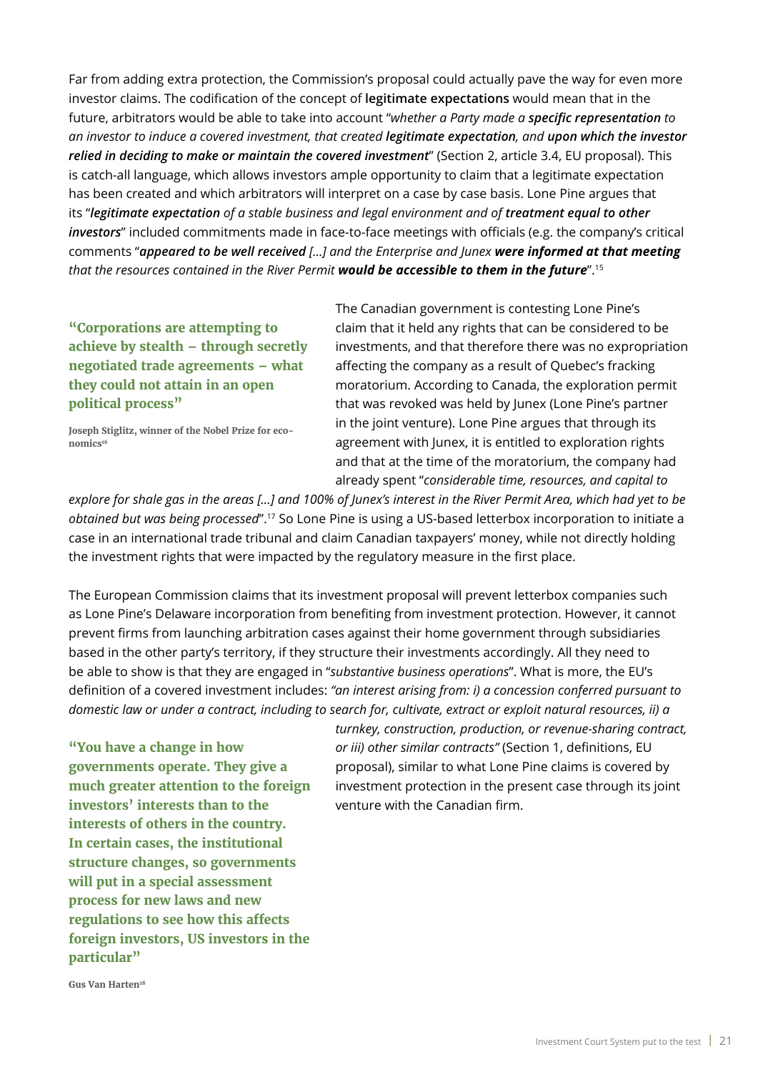Far from adding extra protection, the Commission's proposal could actually pave the way for even more investor claims. The codification of the concept of **legitimate expectations** would mean that in the future, arbitrators would be able to take into account "*whether a Party made a **specific representation** to an investor to induce a covered investment, that created **legitimate expectation**, and **upon which the investor relied in deciding to make or maintain the covered investment***" (Section 2, article 3.4, EU proposal). This is catch-all language, which allows investors ample opportunity to claim that a legitimate expectation has been created and which arbitrators will interpret on a case by case basis. Lone Pine argues that its "***legitimate expectation** of a stable business and legal environment and of **treatment equal to other investors***" included commitments made in face-to-face meetings with officials (e.g. the company's critical comments "***appeared to be well received** […] and the Enterprise and Junex **were informed at that meeting** that the resources contained in the River Permit **would be accessible to them in the future***".[15]

> **"Corporations are attempting to achieve by stealth – through secretly negotiated trade agreements – what they could not attain in an open political process"**
>
> **Joseph Stiglitz, winner of the Nobel Prize for economics[16]**

The Canadian government is contesting Lone Pine's claim that it held any rights that can be considered to be investments, and that therefore there was no expropriation affecting the company as a result of Quebec's fracking moratorium. According to Canada, the exploration permit that was revoked was held by Junex (Lone Pine's partner in the joint venture). Lone Pine argues that through its agreement with Junex, it is entitled to exploration rights and that at the time of the moratorium, the company had already spent "*considerable time, resources, and capital to explore for shale gas in the areas […] and 100% of Junex's interest in the River Permit Area, which had yet to be obtained but was being processed*".[17] So Lone Pine is using a US-based letterbox incorporation to initiate a case in an international trade tribunal and claim Canadian taxpayers' money, while not directly holding the investment rights that were impacted by the regulatory measure in the first place.

The European Commission claims that its investment proposal will prevent letterbox companies such as Lone Pine's Delaware incorporation from benefiting from investment protection. However, it cannot prevent firms from launching arbitration cases against their home government through subsidiaries based in the other party's territory, if they structure their investments accordingly. All they need to be able to show is that they are engaged in "*substantive business operations*". What is more, the EU's definition of a covered investment includes: *"an interest arising from: i) a concession conferred pursuant to domestic law or under a contract, including to search for, cultivate, extract or exploit natural resources, ii) a turnkey, construction, production, or revenue-sharing contract, or iii) other similar contracts"* (Section 1, definitions, EU proposal), similar to what Lone Pine claims is covered by investment protection in the present case through its joint venture with the Canadian firm.

> **"You have a change in how governments operate. They give a much greater attention to the foreign investors' interests than to the interests of others in the country. In certain cases, the institutional structure changes, so governments will put in a special assessment process for new laws and new regulations to see how this affects foreign investors, US investors in the particular"**
>
> **Gus Van Harten[18]**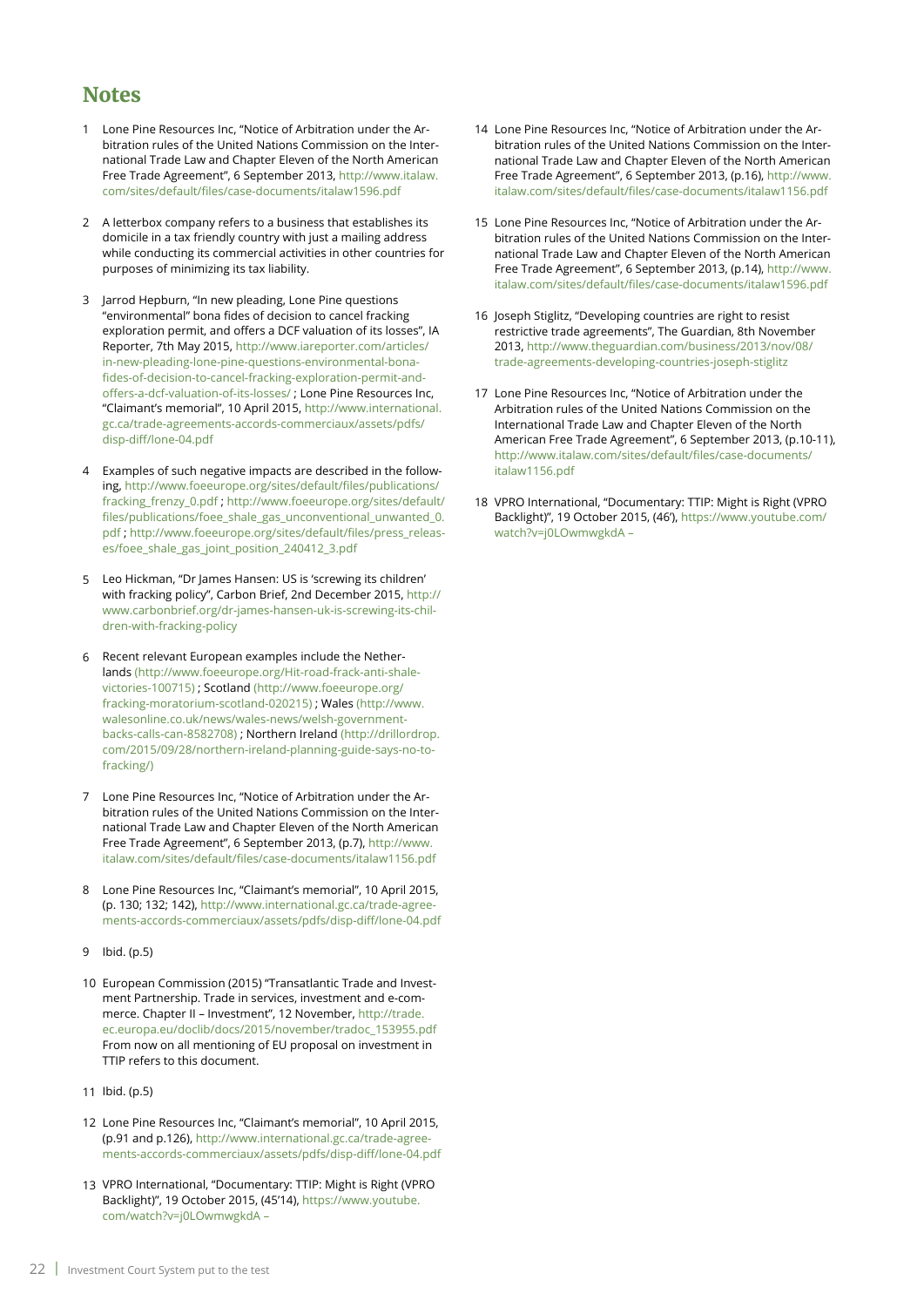## Notes

1. Lone Pine Resources Inc, "Notice of Arbitration under the Arbitration rules of the United Nations Commission on the International Trade Law and Chapter Eleven of the North American Free Trade Agreement", 6 September 2013, http://www.italaw.com/sites/default/files/case-documents/italaw1596.pdf

2. A letterbox company refers to a business that establishes its domicile in a tax friendly country with just a mailing address while conducting its commercial activities in other countries for purposes of minimizing its tax liability.

3. Jarrod Hepburn, "In new pleading, Lone Pine questions "environmental" bona fides of decision to cancel fracking exploration permit, and offers a DCF valuation of its losses", IA Reporter, 7th May 2015, http://www.iareporter.com/articles/in-new-pleading-lone-pine-questions-environmental-bona-fides-of-decision-to-cancel-fracking-exploration-permit-and-offers-a-dcf-valuation-of-its-losses/ ; Lone Pine Resources Inc, "Claimant's memorial", 10 April 2015, http://www.international.gc.ca/trade-agreements-accords-commerciaux/assets/pdfs/disp-diff/lone-04.pdf

4. Examples of such negative impacts are described in the following, http://www.foeeurope.org/sites/default/files/publications/fracking_frenzy_0.pdf ; http://www.foeeurope.org/sites/default/files/publications/foee_shale_gas_unconventional_unwanted_0.pdf ; http://www.foeeurope.org/sites/default/files/press_releases/foee_shale_gas_joint_position_240412_3.pdf

5. Leo Hickman, "Dr James Hansen: US is 'screwing its children' with fracking policy", Carbon Brief, 2nd December 2015, http://www.carbonbrief.org/dr-james-hansen-uk-is-screwing-its-children-with-fracking-policy

6. Recent relevant European examples include the Netherlands (http://www.foeeurope.org/Hit-road-frack-anti-shale-victories-100715) ; Scotland (http://www.foeeurope.org/fracking-moratorium-scotland-020215) ; Wales (http://www.walesonline.co.uk/news/wales-news/welsh-government-backs-calls-can-8582708) ; Northern Ireland (http://drillordrop.com/2015/09/28/northern-ireland-planning-guide-says-no-to-fracking/)

7. Lone Pine Resources Inc, "Notice of Arbitration under the Arbitration rules of the United Nations Commission on the International Trade Law and Chapter Eleven of the North American Free Trade Agreement", 6 September 2013, (p.7), http://www.italaw.com/sites/default/files/case-documents/italaw1156.pdf

8. Lone Pine Resources Inc, "Claimant's memorial", 10 April 2015, (p. 130; 132; 142), http://www.international.gc.ca/trade-agreements-accords-commerciaux/assets/pdfs/disp-diff/lone-04.pdf

9. Ibid. (p.5)

10. European Commission (2015) "Transatlantic Trade and Investment Partnership. Trade in services, investment and e-commerce. Chapter II – Investment", 12 November, http://trade.ec.europa.eu/doclib/docs/2015/november/tradoc_153955.pdf From now on all mentioning of EU proposal on investment in TTIP refers to this document.

11. Ibid. (p.5)

12. Lone Pine Resources Inc, "Claimant's memorial", 10 April 2015, (p.91 and p.126), http://www.international.gc.ca/trade-agreements-accords-commerciaux/assets/pdfs/disp-diff/lone-04.pdf

13. VPRO International, "Documentary: TTIP: Might is Right (VPRO Backlight)", 19 October 2015, (45'14), https://www.youtube.com/watch?v=j0LOwmwgkdA –

14. Lone Pine Resources Inc, "Notice of Arbitration under the Arbitration rules of the United Nations Commission on the International Trade Law and Chapter Eleven of the North American Free Trade Agreement", 6 September 2013, (p.16), http://www.italaw.com/sites/default/files/case-documents/italaw1156.pdf

15. Lone Pine Resources Inc, "Notice of Arbitration under the Arbitration rules of the United Nations Commission on the International Trade Law and Chapter Eleven of the North American Free Trade Agreement", 6 September 2013, (p.14), http://www.italaw.com/sites/default/files/case-documents/italaw1596.pdf

16. Joseph Stiglitz, "Developing countries are right to resist restrictive trade agreements", The Guardian, 8th November 2013, http://www.theguardian.com/business/2013/nov/08/trade-agreements-developing-countries-joseph-stiglitz

17. Lone Pine Resources Inc, "Notice of Arbitration under the Arbitration rules of the United Nations Commission on the International Trade Law and Chapter Eleven of the North American Free Trade Agreement", 6 September 2013, (p.10-11), http://www.italaw.com/sites/default/files/case-documents/italaw1156.pdf

18. VPRO International, "Documentary: TTIP: Might is Right (VPRO Backlight)", 19 October 2015, (46'), https://www.youtube.com/watch?v=j0LOwmwgkdA –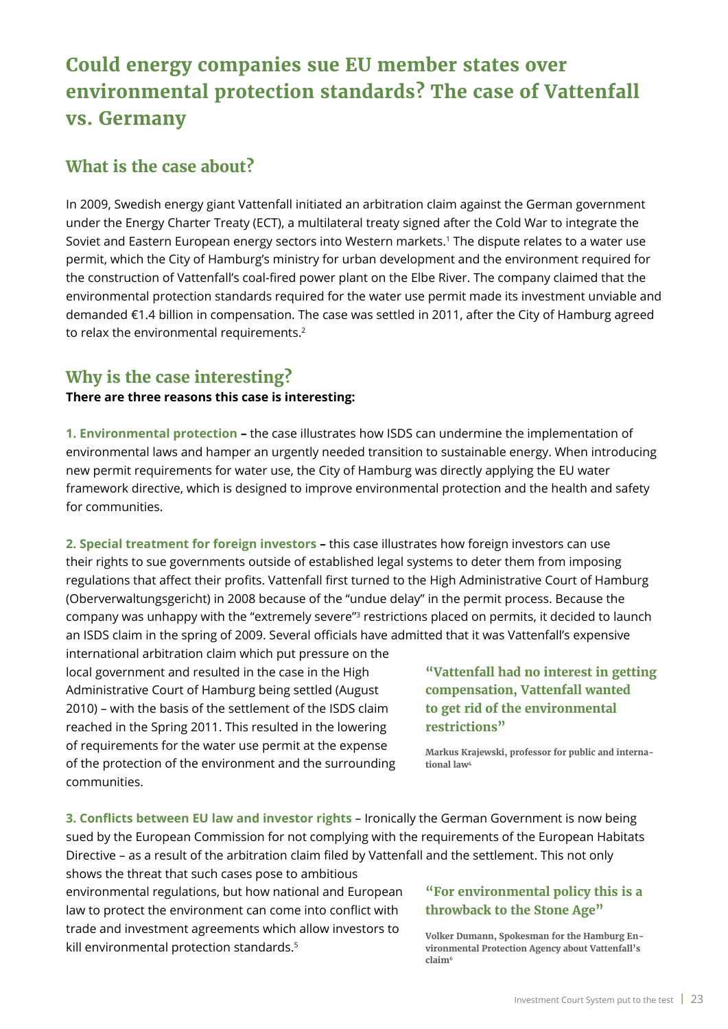# Could energy companies sue EU member states over environmental protection standards? The case of Vattenfall vs. Germany

## What is the case about?

In 2009, Swedish energy giant Vattenfall initiated an arbitration claim against the German government under the Energy Charter Treaty (ECT), a multilateral treaty signed after the Cold War to integrate the Soviet and Eastern European energy sectors into Western markets.[1] The dispute relates to a water use permit, which the City of Hamburg's ministry for urban development and the environment required for the construction of Vattenfall's coal-fired power plant on the Elbe River. The company claimed that the environmental protection standards required for the water use permit made its investment unviable and demanded €1.4 billion in compensation. The case was settled in 2011, after the City of Hamburg agreed to relax the environmental requirements.[2]

## Why is the case interesting?

**There are three reasons this case is interesting:**

**1. Environmental protection –** the case illustrates how ISDS can undermine the implementation of environmental laws and hamper an urgently needed transition to sustainable energy. When introducing new permit requirements for water use, the City of Hamburg was directly applying the EU water framework directive, which is designed to improve environmental protection and the health and safety for communities.

**2. Special treatment for foreign investors –** this case illustrates how foreign investors can use their rights to sue governments outside of established legal systems to deter them from imposing regulations that affect their profits. Vattenfall first turned to the High Administrative Court of Hamburg (Oberverwaltungsgericht) in 2008 because of the "undue delay" in the permit process. Because the company was unhappy with the "extremely severe"[3] restrictions placed on permits, it decided to launch an ISDS claim in the spring of 2009. Several officials have admitted that it was Vattenfall's expensive international arbitration claim which put pressure on the local government and resulted in the case in the High Administrative Court of Hamburg being settled (August 2010) – with the basis of the settlement of the ISDS claim reached in the Spring 2011. This resulted in the lowering of requirements for the water use permit at the expense of the protection of the environment and the surrounding communities.

> **"Vattenfall had no interest in getting compensation, Vattenfall wanted to get rid of the environmental restrictions"**
>
> **Markus Krajewski, professor for public and international law[4]**

**3. Conflicts between EU law and investor rights** – Ironically the German Government is now being sued by the European Commission for not complying with the requirements of the European Habitats Directive – as a result of the arbitration claim filed by Vattenfall and the settlement. This not only shows the threat that such cases pose to ambitious environmental regulations, but how national and European law to protect the environment can come into conflict with trade and investment agreements which allow investors to kill environmental protection standards.[5]

> **"For environmental policy this is a throwback to the Stone Age"**
>
> **Volker Dumann, Spokesman for the Hamburg Environmental Protection Agency about Vattenfall's claim[6]**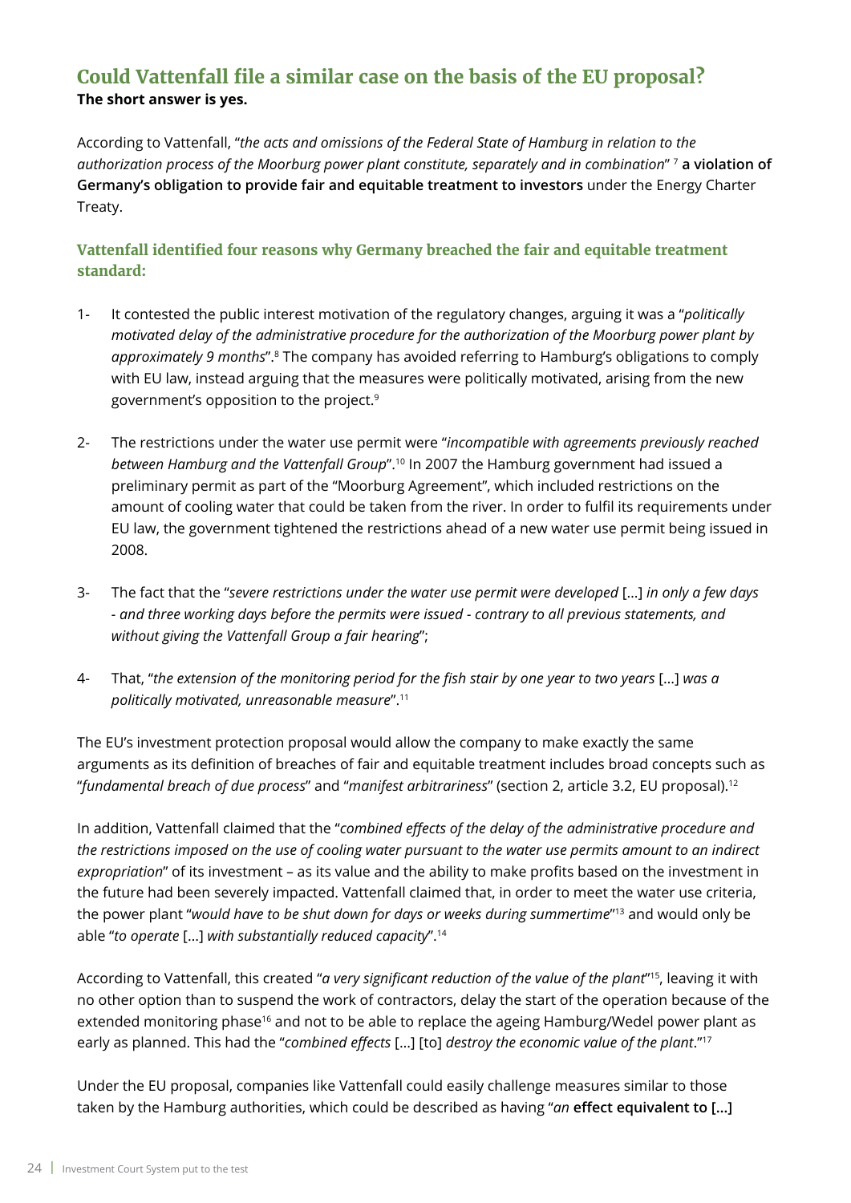## Could Vattenfall file a similar case on the basis of the EU proposal?

**The short answer is yes.**

According to Vattenfall, "*the acts and omissions of the Federal State of Hamburg in relation to the authorization process of the Moorburg power plant constitute, separately and in combination*" [7] **a violation of Germany's obligation to provide fair and equitable treatment to investors** under the Energy Charter Treaty.

### Vattenfall identified four reasons why Germany breached the fair and equitable treatment standard:

1- It contested the public interest motivation of the regulatory changes, arguing it was a "*politically motivated delay of the administrative procedure for the authorization of the Moorburg power plant by approximately 9 months*".[8] The company has avoided referring to Hamburg's obligations to comply with EU law, instead arguing that the measures were politically motivated, arising from the new government's opposition to the project.[9]

2- The restrictions under the water use permit were "*incompatible with agreements previously reached between Hamburg and the Vattenfall Group*".[10] In 2007 the Hamburg government had issued a preliminary permit as part of the "Moorburg Agreement", which included restrictions on the amount of cooling water that could be taken from the river. In order to fulfil its requirements under EU law, the government tightened the restrictions ahead of a new water use permit being issued in 2008.

3- The fact that the "*severe restrictions under the water use permit were developed* [...] *in only a few days - and three working days before the permits were issued - contrary to all previous statements, and without giving the Vattenfall Group a fair hearing*";

4- That, "*the extension of the monitoring period for the fish stair by one year to two years* [...] *was a politically motivated, unreasonable measure*".[11]

The EU's investment protection proposal would allow the company to make exactly the same arguments as its definition of breaches of fair and equitable treatment includes broad concepts such as "*fundamental breach of due process*" and "*manifest arbitrariness*" (section 2, article 3.2, EU proposal).[12]

In addition, Vattenfall claimed that the "*combined effects of the delay of the administrative procedure and the restrictions imposed on the use of cooling water pursuant to the water use permits amount to an indirect expropriation*" of its investment – as its value and the ability to make profits based on the investment in the future had been severely impacted. Vattenfall claimed that, in order to meet the water use criteria, the power plant "*would have to be shut down for days or weeks during summertime*"[13] and would only be able "*to operate* [...] *with substantially reduced capacity*".[14]

According to Vattenfall, this created "*a very significant reduction of the value of the plant*"[15], leaving it with no other option than to suspend the work of contractors, delay the start of the operation because of the extended monitoring phase[16] and not to be able to replace the ageing Hamburg/Wedel power plant as early as planned. This had the "*combined effects* [...] [to] *destroy the economic value of the plant*."[17]

Under the EU proposal, companies like Vattenfall could easily challenge measures similar to those taken by the Hamburg authorities, which could be described as having "*an* **effect equivalent to [...]**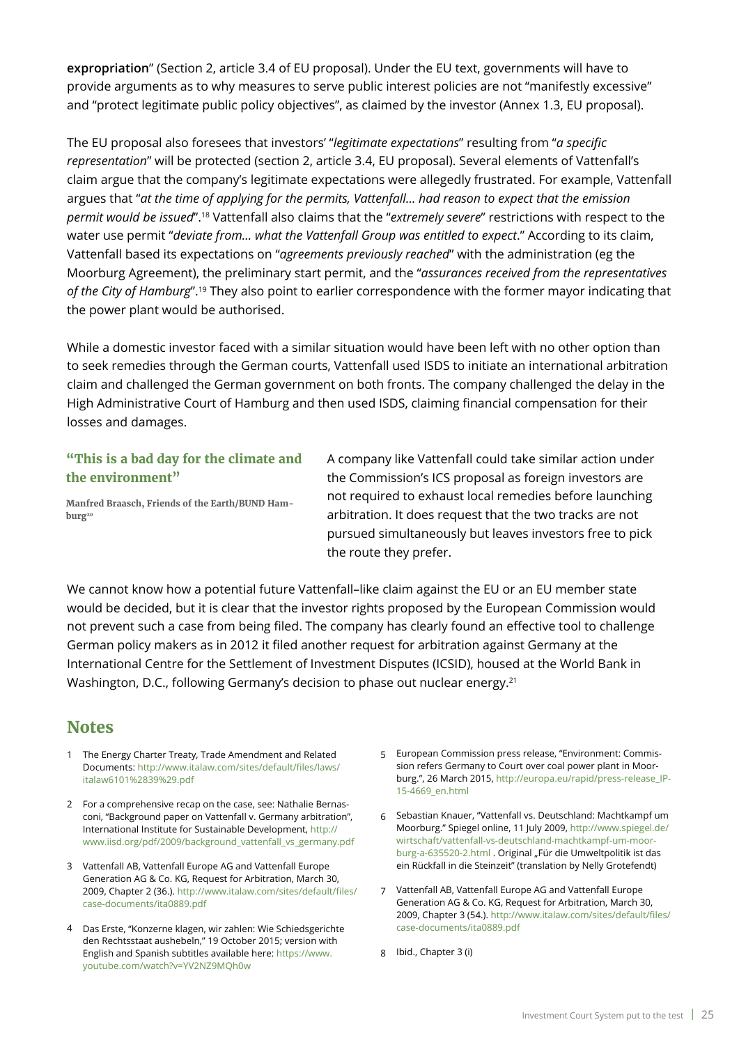**expropriation**" (Section 2, article 3.4 of EU proposal). Under the EU text, governments will have to provide arguments as to why measures to serve public interest policies are not "manifestly excessive" and "protect legitimate public policy objectives", as claimed by the investor (Annex 1.3, EU proposal).

The EU proposal also foresees that investors' "*legitimate expectations*" resulting from "*a specific representation*" will be protected (section 2, article 3.4, EU proposal). Several elements of Vattenfall's claim argue that the company's legitimate expectations were allegedly frustrated. For example, Vattenfall argues that "*at the time of applying for the permits, Vattenfall... had reason to expect that the emission permit would be issued*".[18] Vattenfall also claims that the "*extremely severe*" restrictions with respect to the water use permit "*deviate from... what the Vattenfall Group was entitled to expect*." According to its claim, Vattenfall based its expectations on "*agreements previously reached*" with the administration (eg the Moorburg Agreement), the preliminary start permit, and the "*assurances received from the representatives of the City of Hamburg*".[19] They also point to earlier correspondence with the former mayor indicating that the power plant would be authorised.

While a domestic investor faced with a similar situation would have been left with no other option than to seek remedies through the German courts, Vattenfall used ISDS to initiate an international arbitration claim and challenged the German government on both fronts. The company challenged the delay in the High Administrative Court of Hamburg and then used ISDS, claiming financial compensation for their losses and damages.

> **"This is a bad day for the climate and the environment"**
>
> **Manfred Braasch, Friends of the Earth/BUND Hamburg**[20]

A company like Vattenfall could take similar action under the Commission's ICS proposal as foreign investors are not required to exhaust local remedies before launching arbitration. It does request that the two tracks are not pursued simultaneously but leaves investors free to pick the route they prefer.

We cannot know how a potential future Vattenfall–like claim against the EU or an EU member state would be decided, but it is clear that the investor rights proposed by the European Commission would not prevent such a case from being filed. The company has clearly found an effective tool to challenge German policy makers as in 2012 it filed another request for arbitration against Germany at the International Centre for the Settlement of Investment Disputes (ICSID), housed at the World Bank in Washington, D.C., following Germany's decision to phase out nuclear energy.[21]

## Notes

1. The Energy Charter Treaty, Trade Amendment and Related Documents: http://www.italaw.com/sites/default/files/laws/italaw6101%2839%29.pdf
2. For a comprehensive recap on the case, see: Nathalie Bernasconi, "Background paper on Vattenfall v. Germany arbitration", International Institute for Sustainable Development, http://www.iisd.org/pdf/2009/background_vattenfall_vs_germany.pdf
3. Vattenfall AB, Vattenfall Europe AG and Vattenfall Europe Generation AG & Co. KG, Request for Arbitration, March 30, 2009, Chapter 2 (36.). http://www.italaw.com/sites/default/files/case-documents/ita0889.pdf
4. Das Erste, "Konzerne klagen, wir zahlen: Wie Schiedsgerichte den Rechtsstaat aushebeln," 19 October 2015; version with English and Spanish subtitles available here: https://www.youtube.com/watch?v=YV2NZ9MQh0w
5. European Commission press release, "Environment: Commission refers Germany to Court over coal power plant in Moorburg.", 26 March 2015, http://europa.eu/rapid/press-release_IP-15-4669_en.html
6. Sebastian Knauer, "Vattenfall vs. Deutschland: Machtkampf um Moorburg." Spiegel online, 11 July 2009, http://www.spiegel.de/wirtschaft/vattenfall-vs-deutschland-machtkampf-um-moorburg-a-635520-2.html . Original „Für die Umweltpolitik ist das ein Rückfall in die Steinzeit" (translation by Nelly Grotefendt)
7. Vattenfall AB, Vattenfall Europe AG and Vattenfall Europe Generation AG & Co. KG, Request for Arbitration, March 30, 2009, Chapter 3 (54.). http://www.italaw.com/sites/default/files/case-documents/ita0889.pdf
8. Ibid., Chapter 3 (i)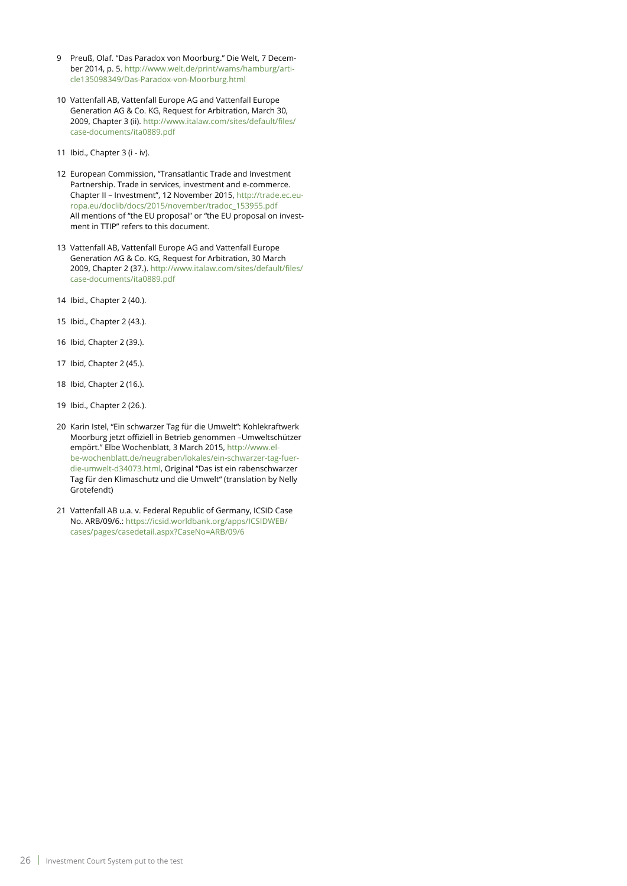9 Preuß, Olaf. "Das Paradox von Moorburg." Die Welt, 7 December 2014, p. 5. http://www.welt.de/print/wams/hamburg/article135098349/Das-Paradox-von-Moorburg.html

10 Vattenfall AB, Vattenfall Europe AG and Vattenfall Europe Generation AG & Co. KG, Request for Arbitration, March 30, 2009, Chapter 3 (ii). http://www.italaw.com/sites/default/files/case-documents/ita0889.pdf

11 Ibid., Chapter 3 (i - iv).

12 European Commission, "Transatlantic Trade and Investment Partnership. Trade in services, investment and e-commerce. Chapter II – Investment", 12 November 2015, http://trade.ec.europa.eu/doclib/docs/2015/november/tradoc_153955.pdf
All mentions of "the EU proposal" or "the EU proposal on investment in TTIP" refers to this document.

13 Vattenfall AB, Vattenfall Europe AG and Vattenfall Europe Generation AG & Co. KG, Request for Arbitration, 30 March 2009, Chapter 2 (37.). http://www.italaw.com/sites/default/files/case-documents/ita0889.pdf

14 Ibid., Chapter 2 (40.).

15 Ibid., Chapter 2 (43.).

16 Ibid, Chapter 2 (39.).

17 Ibid, Chapter 2 (45.).

18 Ibid, Chapter 2 (16.).

19 Ibid., Chapter 2 (26.).

20 Karin Istel, "Ein schwarzer Tag für die Umwelt": Kohlekraftwerk Moorburg jetzt offiziell in Betrieb genommen –Umweltschützer empört." Elbe Wochenblatt, 3 March 2015, http://www.elbe-wochenblatt.de/neugraben/lokales/ein-schwarzer-tag-fuer-die-umwelt-d34073.html, Original "Das ist ein rabenschwarzer Tag für den Klimaschutz und die Umwelt" (translation by Nelly Grotefendt)

21 Vattenfall AB u.a. v. Federal Republic of Germany, ICSID Case No. ARB/09/6.: https://icsid.worldbank.org/apps/ICSIDWEB/cases/pages/casedetail.aspx?CaseNo=ARB/09/6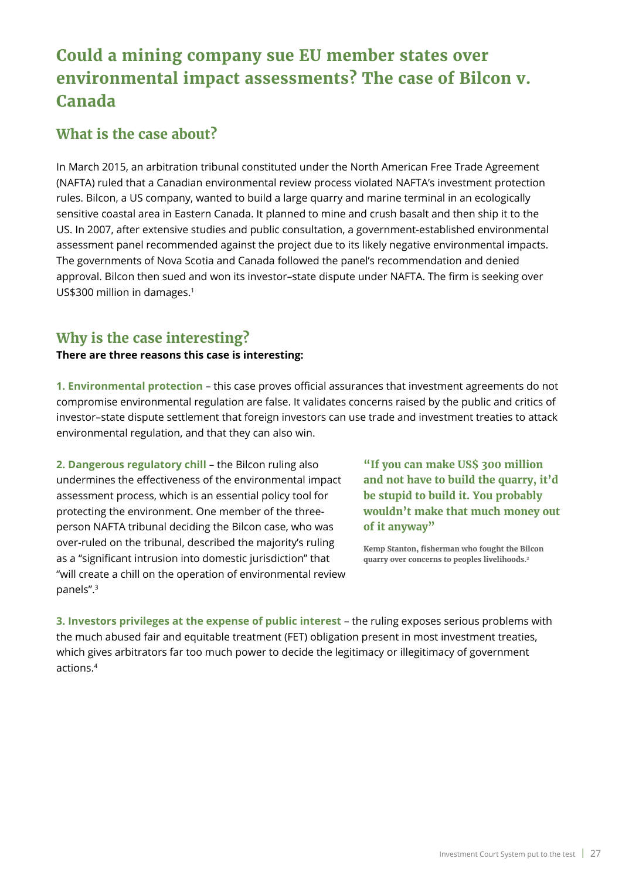# Could a mining company sue EU member states over environmental impact assessments? The case of Bilcon v. Canada

## What is the case about?

In March 2015, an arbitration tribunal constituted under the North American Free Trade Agreement (NAFTA) ruled that a Canadian environmental review process violated NAFTA's investment protection rules. Bilcon, a US company, wanted to build a large quarry and marine terminal in an ecologically sensitive coastal area in Eastern Canada. It planned to mine and crush basalt and then ship it to the US. In 2007, after extensive studies and public consultation, a government-established environmental assessment panel recommended against the project due to its likely negative environmental impacts. The governments of Nova Scotia and Canada followed the panel's recommendation and denied approval. Bilcon then sued and won its investor–state dispute under NAFTA. The firm is seeking over US$300 million in damages.[1]

## Why is the case interesting?

**There are three reasons this case is interesting:**

**1. Environmental protection** – this case proves official assurances that investment agreements do not compromise environmental regulation are false. It validates concerns raised by the public and critics of investor–state dispute settlement that foreign investors can use trade and investment treaties to attack environmental regulation, and that they can also win.

**2. Dangerous regulatory chill** – the Bilcon ruling also undermines the effectiveness of the environmental impact assessment process, which is an essential policy tool for protecting the environment. One member of the three-person NAFTA tribunal deciding the Bilcon case, who was over-ruled on the tribunal, described the majority's ruling as a "significant intrusion into domestic jurisdiction" that "will create a chill on the operation of environmental review panels".[3]

> **"If you can make US$ 300 million and not have to build the quarry, it'd be stupid to build it. You probably wouldn't make that much money out of it anyway"**
>
> Kemp Stanton, fisherman who fought the Bilcon quarry over concerns to peoples livelihoods.[2]

**3. Investors privileges at the expense of public interest** – the ruling exposes serious problems with the much abused fair and equitable treatment (FET) obligation present in most investment treaties, which gives arbitrators far too much power to decide the legitimacy or illegitimacy of government actions.[4]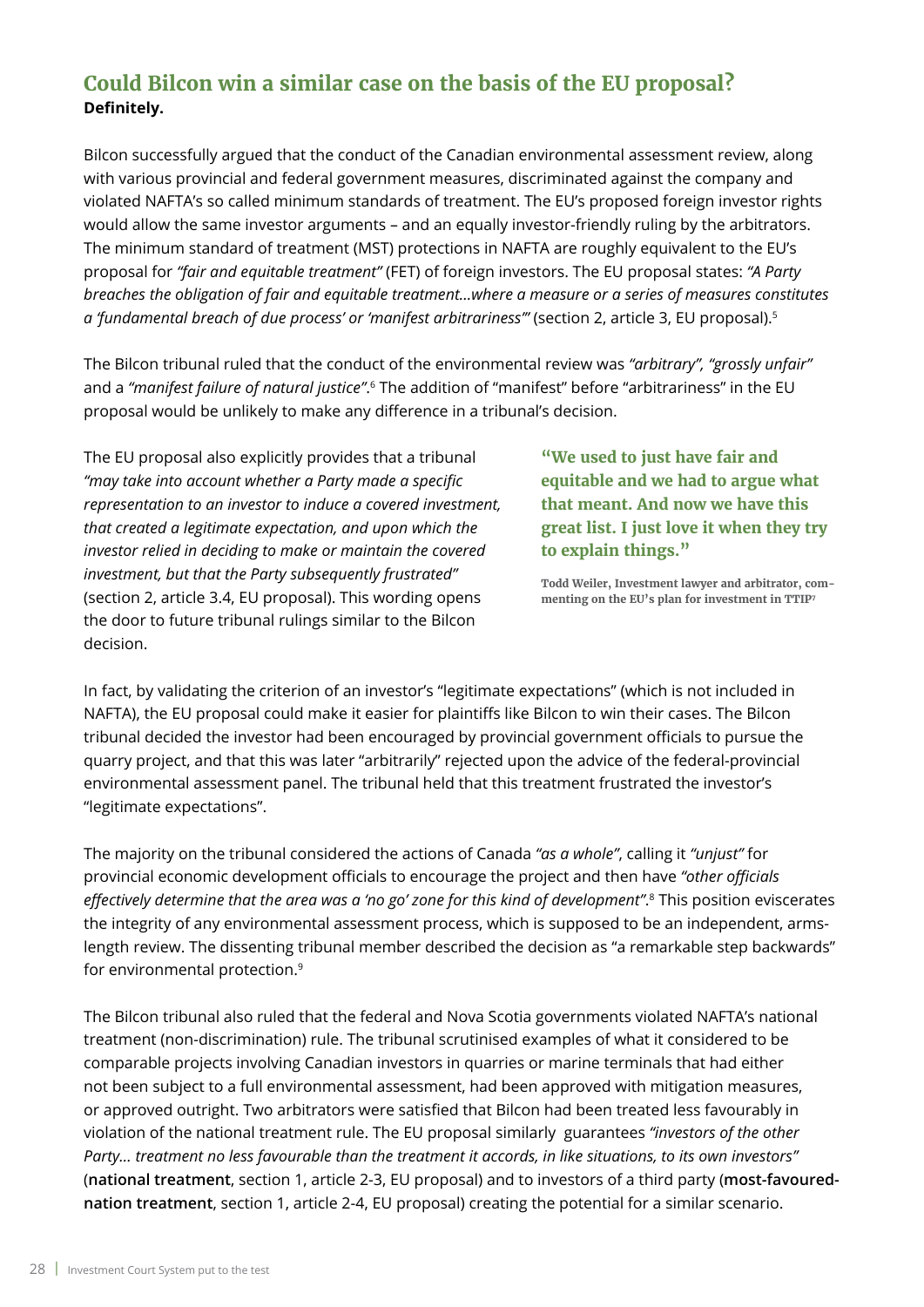## Could Bilcon win a similar case on the basis of the EU proposal?

**Definitely.**

Bilcon successfully argued that the conduct of the Canadian environmental assessment review, along with various provincial and federal government measures, discriminated against the company and violated NAFTA's so called minimum standards of treatment. The EU's proposed foreign investor rights would allow the same investor arguments – and an equally investor-friendly ruling by the arbitrators. The minimum standard of treatment (MST) protections in NAFTA are roughly equivalent to the EU's proposal for *"fair and equitable treatment"* (FET) of foreign investors. The EU proposal states: *"A Party breaches the obligation of fair and equitable treatment...where a measure or a series of measures constitutes a 'fundamental breach of due process' or 'manifest arbitrariness'"* (section 2, article 3, EU proposal).[5]

The Bilcon tribunal ruled that the conduct of the environmental review was *"arbitrary", "grossly unfair"* and a *"manifest failure of natural justice"*.[6] The addition of "manifest" before "arbitrariness" in the EU proposal would be unlikely to make any difference in a tribunal's decision.

The EU proposal also explicitly provides that a tribunal *"may take into account whether a Party made a specific representation to an investor to induce a covered investment, that created a legitimate expectation, and upon which the investor relied in deciding to make or maintain the covered investment, but that the Party subsequently frustrated"* (section 2, article 3.4, EU proposal). This wording opens the door to future tribunal rulings similar to the Bilcon decision.

> **"We used to just have fair and equitable and we had to argue what that meant. And now we have this great list. I just love it when they try to explain things."**
>
> **Todd Weiler, Investment lawyer and arbitrator, commenting on the EU's plan for investment in TTIP[7]**

In fact, by validating the criterion of an investor's "legitimate expectations" (which is not included in NAFTA), the EU proposal could make it easier for plaintiffs like Bilcon to win their cases. The Bilcon tribunal decided the investor had been encouraged by provincial government officials to pursue the quarry project, and that this was later "arbitrarily" rejected upon the advice of the federal-provincial environmental assessment panel. The tribunal held that this treatment frustrated the investor's "legitimate expectations".

The majority on the tribunal considered the actions of Canada *"as a whole"*, calling it *"unjust"* for provincial economic development officials to encourage the project and then have *"other officials effectively determine that the area was a 'no go' zone for this kind of development"*.[8] This position eviscerates the integrity of any environmental assessment process, which is supposed to be an independent, arms-length review. The dissenting tribunal member described the decision as "a remarkable step backwards" for environmental protection.[9]

The Bilcon tribunal also ruled that the federal and Nova Scotia governments violated NAFTA's national treatment (non-discrimination) rule. The tribunal scrutinised examples of what it considered to be comparable projects involving Canadian investors in quarries or marine terminals that had either not been subject to a full environmental assessment, had been approved with mitigation measures, or approved outright. Two arbitrators were satisfied that Bilcon had been treated less favourably in violation of the national treatment rule. The EU proposal similarly guarantees *"investors of the other Party... treatment no less favourable than the treatment it accords, in like situations, to its own investors"* (**national treatment**, section 1, article 2-3, EU proposal) and to investors of a third party (**most-favoured-nation treatment**, section 1, article 2-4, EU proposal) creating the potential for a similar scenario.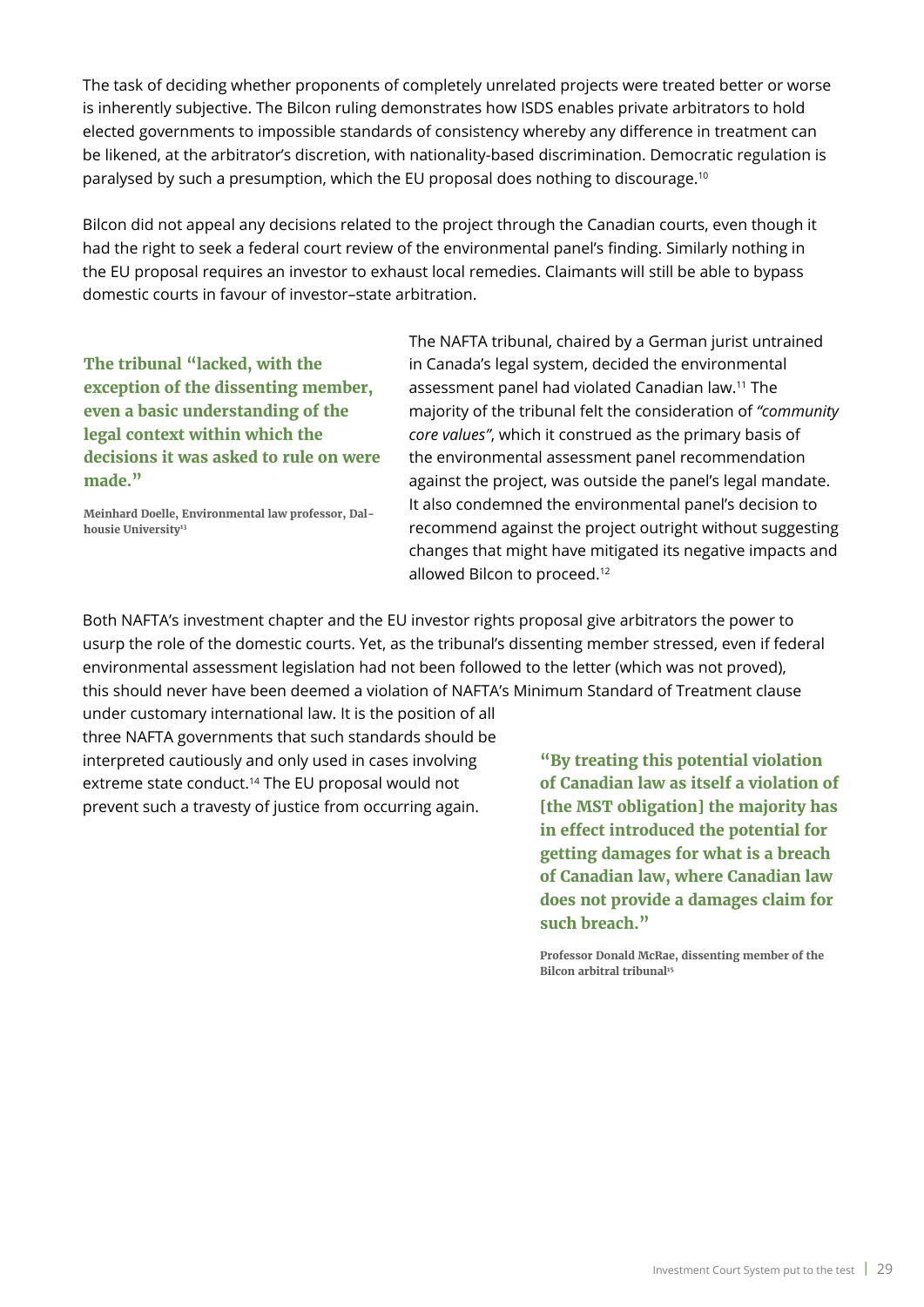The task of deciding whether proponents of completely unrelated projects were treated better or worse is inherently subjective. The Bilcon ruling demonstrates how ISDS enables private arbitrators to hold elected governments to impossible standards of consistency whereby any difference in treatment can be likened, at the arbitrator's discretion, with nationality-based discrimination. Democratic regulation is paralysed by such a presumption, which the EU proposal does nothing to discourage.[10]

Bilcon did not appeal any decisions related to the project through the Canadian courts, even though it had the right to seek a federal court review of the environmental panel's finding. Similarly nothing in the EU proposal requires an investor to exhaust local remedies. Claimants will still be able to bypass domestic courts in favour of investor–state arbitration.

> **The tribunal "lacked, with the exception of the dissenting member, even a basic understanding of the legal context within which the decisions it was asked to rule on were made."**
>
> **Meinhard Doelle, Environmental law professor, Dalhousie University[13]**

The NAFTA tribunal, chaired by a German jurist untrained in Canada's legal system, decided the environmental assessment panel had violated Canadian law.[11] The majority of the tribunal felt the consideration of *"community core values"*, which it construed as the primary basis of the environmental assessment panel recommendation against the project, was outside the panel's legal mandate. It also condemned the environmental panel's decision to recommend against the project outright without suggesting changes that might have mitigated its negative impacts and allowed Bilcon to proceed.[12]

Both NAFTA's investment chapter and the EU investor rights proposal give arbitrators the power to usurp the role of the domestic courts. Yet, as the tribunal's dissenting member stressed, even if federal environmental assessment legislation had not been followed to the letter (which was not proved), this should never have been deemed a violation of NAFTA's Minimum Standard of Treatment clause under customary international law. It is the position of all three NAFTA governments that such standards should be interpreted cautiously and only used in cases involving extreme state conduct.[14] The EU proposal would not prevent such a travesty of justice from occurring again.

> **"By treating this potential violation of Canadian law as itself a violation of [the MST obligation] the majority has in effect introduced the potential for getting damages for what is a breach of Canadian law, where Canadian law does not provide a damages claim for such breach."**
>
> **Professor Donald McRae, dissenting member of the Bilcon arbitral tribunal[15]**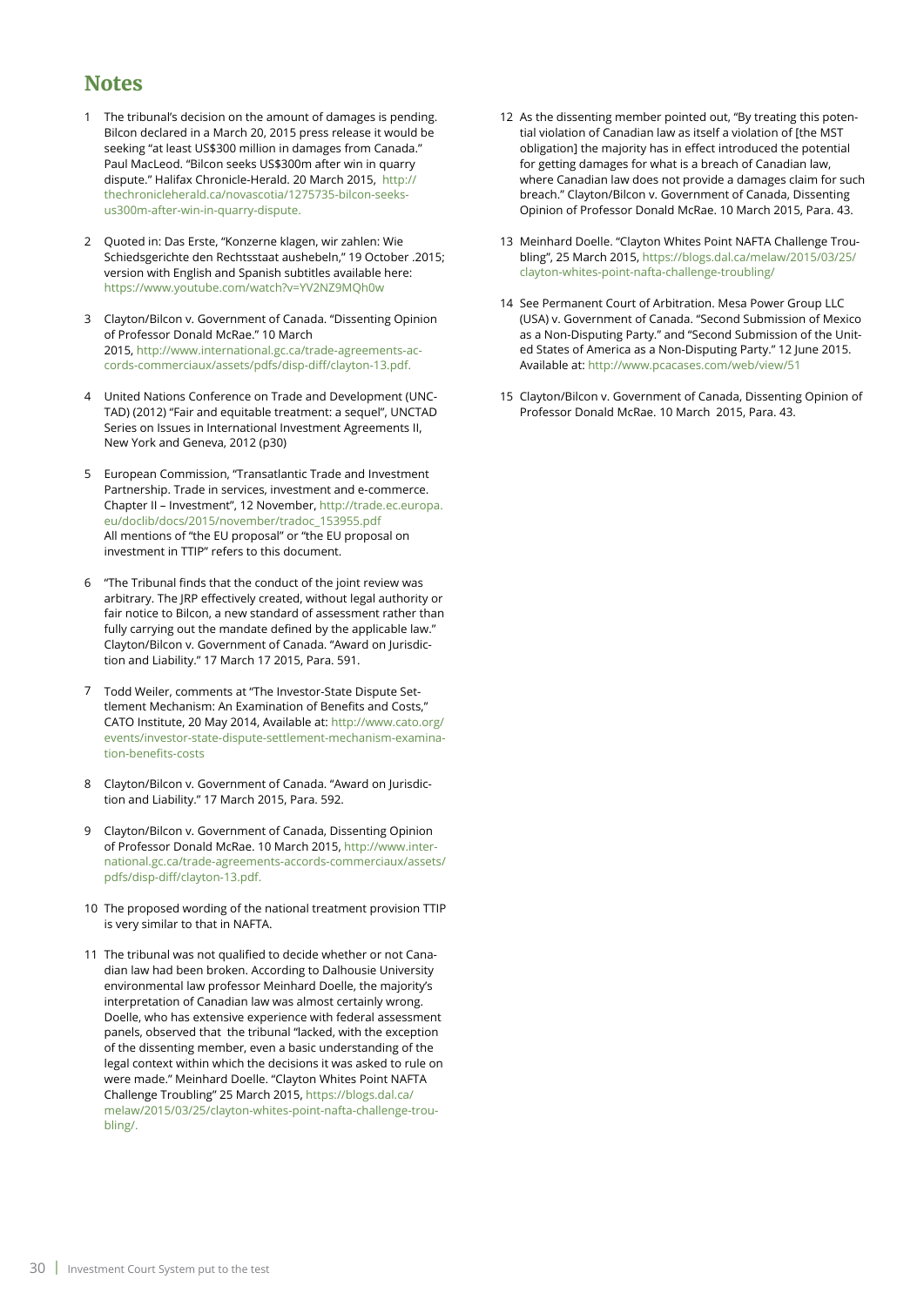# Notes

1. The tribunal's decision on the amount of damages is pending. Bilcon declared in a March 20, 2015 press release it would be seeking "at least US$300 million in damages from Canada." Paul MacLeod. "Bilcon seeks US$300m after win in quarry dispute." Halifax Chronicle-Herald. 20 March 2015, http://thechronicleherald.ca/novascotia/1275735-bilcon-seeks-us300m-after-win-in-quarry-dispute.

2. Quoted in: Das Erste, "Konzerne klagen, wir zahlen: Wie Schiedsgerichte den Rechtsstaat aushebeln," 19 October .2015; version with English and Spanish subtitles available here: https://www.youtube.com/watch?v=YV2NZ9MQh0w

3. Clayton/Bilcon v. Government of Canada. "Dissenting Opinion of Professor Donald McRae." 10 March 2015, http://www.international.gc.ca/trade-agreements-accords-commerciaux/assets/pdfs/disp-diff/clayton-13.pdf.

4. United Nations Conference on Trade and Development (UNCTAD) (2012) "Fair and equitable treatment: a sequel", UNCTAD Series on Issues in International Investment Agreements II, New York and Geneva, 2012 (p30)

5. European Commission, "Transatlantic Trade and Investment Partnership. Trade in services, investment and e-commerce. Chapter II – Investment", 12 November, http://trade.ec.europa.eu/doclib/docs/2015/november/tradoc_153955.pdf
   All mentions of "the EU proposal" or "the EU proposal on investment in TTIP" refers to this document.

6. "The Tribunal finds that the conduct of the joint review was arbitrary. The JRP effectively created, without legal authority or fair notice to Bilcon, a new standard of assessment rather than fully carrying out the mandate defined by the applicable law." Clayton/Bilcon v. Government of Canada. "Award on Jurisdiction and Liability." 17 March 17 2015, Para. 591.

7. Todd Weiler, comments at "The Investor-State Dispute Settlement Mechanism: An Examination of Benefits and Costs," CATO Institute, 20 May 2014, Available at: http://www.cato.org/events/investor-state-dispute-settlement-mechanism-examination-benefits-costs

8. Clayton/Bilcon v. Government of Canada. "Award on Jurisdiction and Liability." 17 March 2015, Para. 592.

9. Clayton/Bilcon v. Government of Canada, Dissenting Opinion of Professor Donald McRae. 10 March 2015, http://www.international.gc.ca/trade-agreements-accords-commerciaux/assets/pdfs/disp-diff/clayton-13.pdf.

10. The proposed wording of the national treatment provision TTIP is very similar to that in NAFTA.

11. The tribunal was not qualified to decide whether or not Canadian law had been broken. According to Dalhousie University environmental law professor Meinhard Doelle, the majority's interpretation of Canadian law was almost certainly wrong. Doelle, who has extensive experience with federal assessment panels, observed that the tribunal "lacked, with the exception of the dissenting member, even a basic understanding of the legal context within which the decisions it was asked to rule on were made." Meinhard Doelle. "Clayton Whites Point NAFTA Challenge Troubling" 25 March 2015, https://blogs.dal.ca/melaw/2015/03/25/clayton-whites-point-nafta-challenge-troubling/.

12. As the dissenting member pointed out, "By treating this potential violation of Canadian law as itself a violation of [the MST obligation] the majority has in effect introduced the potential for getting damages for what is a breach of Canadian law, where Canadian law does not provide a damages claim for such breach." Clayton/Bilcon v. Government of Canada, Dissenting Opinion of Professor Donald McRae. 10 March 2015, Para. 43.

13. Meinhard Doelle. "Clayton Whites Point NAFTA Challenge Troubling", 25 March 2015, https://blogs.dal.ca/melaw/2015/03/25/clayton-whites-point-nafta-challenge-troubling/

14. See Permanent Court of Arbitration. Mesa Power Group LLC (USA) v. Government of Canada. "Second Submission of Mexico as a Non-Disputing Party." and "Second Submission of the United States of America as a Non-Disputing Party." 12 June 2015. Available at: http://www.pcacases.com/web/view/51

15. Clayton/Bilcon v. Government of Canada, Dissenting Opinion of Professor Donald McRae. 10 March 2015, Para. 43.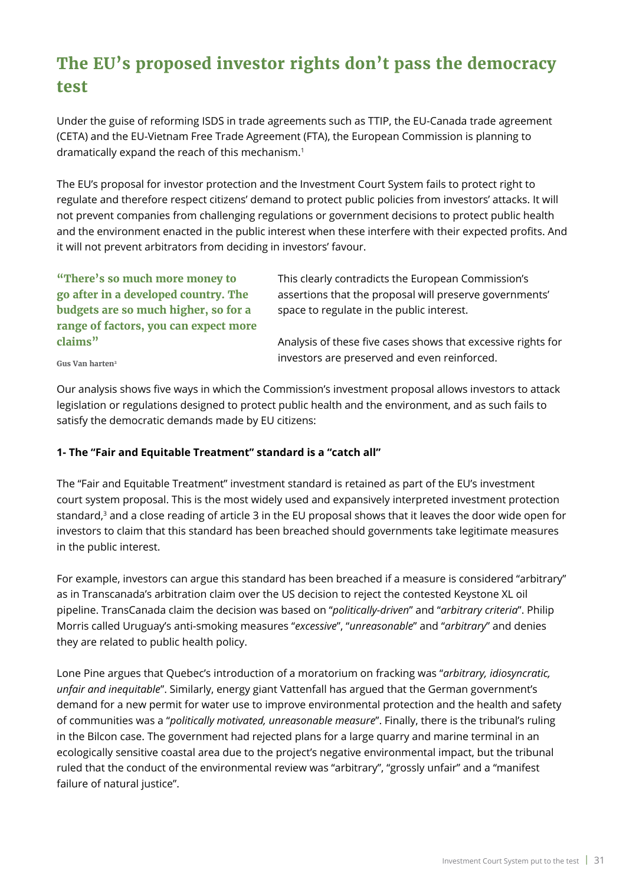# The EU's proposed investor rights don't pass the democracy test

Under the guise of reforming ISDS in trade agreements such as TTIP, the EU-Canada trade agreement (CETA) and the EU-Vietnam Free Trade Agreement (FTA), the European Commission is planning to dramatically expand the reach of this mechanism.[1]

The EU's proposal for investor protection and the Investment Court System fails to protect right to regulate and therefore respect citizens' demand to protect public policies from investors' attacks. It will not prevent companies from challenging regulations or government decisions to protect public health and the environment enacted in the public interest when these interfere with their expected profits. And it will not prevent arbitrators from deciding in investors' favour.

> **"There's so much more money to go after in a developed country. The budgets are so much higher, so for a range of factors, you can expect more claims"**
>
> Gus Van harten[2]

This clearly contradicts the European Commission's assertions that the proposal will preserve governments' space to regulate in the public interest.

Analysis of these five cases shows that excessive rights for investors are preserved and even reinforced.

Our analysis shows five ways in which the Commission's investment proposal allows investors to attack legislation or regulations designed to protect public health and the environment, and as such fails to satisfy the democratic demands made by EU citizens:

**1- The "Fair and Equitable Treatment" standard is a "catch all"**

The "Fair and Equitable Treatment" investment standard is retained as part of the EU's investment court system proposal. This is the most widely used and expansively interpreted investment protection standard,[3] and a close reading of article 3 in the EU proposal shows that it leaves the door wide open for investors to claim that this standard has been breached should governments take legitimate measures in the public interest.

For example, investors can argue this standard has been breached if a measure is considered "arbitrary" as in Transcanada's arbitration claim over the US decision to reject the contested Keystone XL oil pipeline. TransCanada claim the decision was based on "*politically-driven*" and "*arbitrary criteria*". Philip Morris called Uruguay's anti-smoking measures "*excessive*", "*unreasonable*" and "*arbitrary*" and denies they are related to public health policy.

Lone Pine argues that Quebec's introduction of a moratorium on fracking was "*arbitrary, idiosyncratic, unfair and inequitable*". Similarly, energy giant Vattenfall has argued that the German government's demand for a new permit for water use to improve environmental protection and the health and safety of communities was a "*politically motivated, unreasonable measure*". Finally, there is the tribunal's ruling in the Bilcon case. The government had rejected plans for a large quarry and marine terminal in an ecologically sensitive coastal area due to the project's negative environmental impact, but the tribunal ruled that the conduct of the environmental review was "arbitrary", "grossly unfair" and a "manifest failure of natural justice".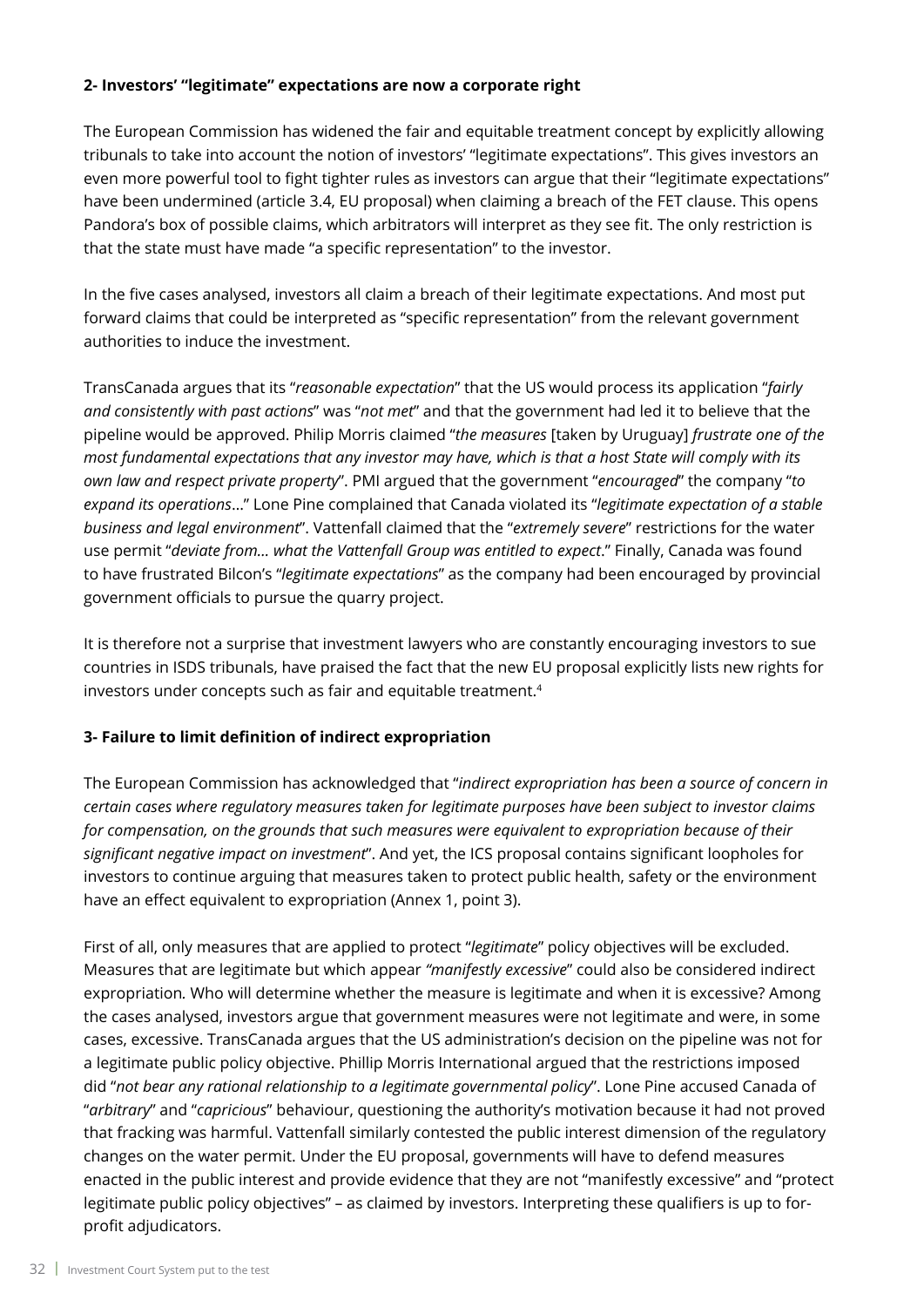### 2- Investors' "legitimate" expectations are now a corporate right

The European Commission has widened the fair and equitable treatment concept by explicitly allowing tribunals to take into account the notion of investors' "legitimate expectations". This gives investors an even more powerful tool to fight tighter rules as investors can argue that their "legitimate expectations" have been undermined (article 3.4, EU proposal) when claiming a breach of the FET clause. This opens Pandora's box of possible claims, which arbitrators will interpret as they see fit. The only restriction is that the state must have made "a specific representation" to the investor.

In the five cases analysed, investors all claim a breach of their legitimate expectations. And most put forward claims that could be interpreted as "specific representation" from the relevant government authorities to induce the investment.

TransCanada argues that its "*reasonable expectation*" that the US would process its application "*fairly and consistently with past actions*" was "*not met*" and that the government had led it to believe that the pipeline would be approved. Philip Morris claimed "*the measures* [taken by Uruguay] *frustrate one of the most fundamental expectations that any investor may have, which is that a host State will comply with its own law and respect private property*". PMI argued that the government "*encouraged*" the company "*to expand its operations*..." Lone Pine complained that Canada violated its "*legitimate expectation of a stable business and legal environment*". Vattenfall claimed that the "*extremely severe*" restrictions for the water use permit "*deviate from… what the Vattenfall Group was entitled to expect*." Finally, Canada was found to have frustrated Bilcon's "*legitimate expectations*" as the company had been encouraged by provincial government officials to pursue the quarry project.

It is therefore not a surprise that investment lawyers who are constantly encouraging investors to sue countries in ISDS tribunals, have praised the fact that the new EU proposal explicitly lists new rights for investors under concepts such as fair and equitable treatment.[4]

### 3- Failure to limit definition of indirect expropriation

The European Commission has acknowledged that "*indirect expropriation has been a source of concern in certain cases where regulatory measures taken for legitimate purposes have been subject to investor claims for compensation, on the grounds that such measures were equivalent to expropriation because of their significant negative impact on investment*". And yet, the ICS proposal contains significant loopholes for investors to continue arguing that measures taken to protect public health, safety or the environment have an effect equivalent to expropriation (Annex 1, point 3).

First of all, only measures that are applied to protect "*legitimate*" policy objectives will be excluded. Measures that are legitimate but which appear *"manifestly excessive*" could also be considered indirect expropriation. Who will determine whether the measure is legitimate and when it is excessive? Among the cases analysed, investors argue that government measures were not legitimate and were, in some cases, excessive. TransCanada argues that the US administration's decision on the pipeline was not for a legitimate public policy objective. Phillip Morris International argued that the restrictions imposed did "*not bear any rational relationship to a legitimate governmental policy*". Lone Pine accused Canada of "*arbitrary*" and "*capricious*" behaviour, questioning the authority's motivation because it had not proved that fracking was harmful. Vattenfall similarly contested the public interest dimension of the regulatory changes on the water permit. Under the EU proposal, governments will have to defend measures enacted in the public interest and provide evidence that they are not "manifestly excessive" and "protect legitimate public policy objectives" – as claimed by investors. Interpreting these qualifiers is up to for-profit adjudicators.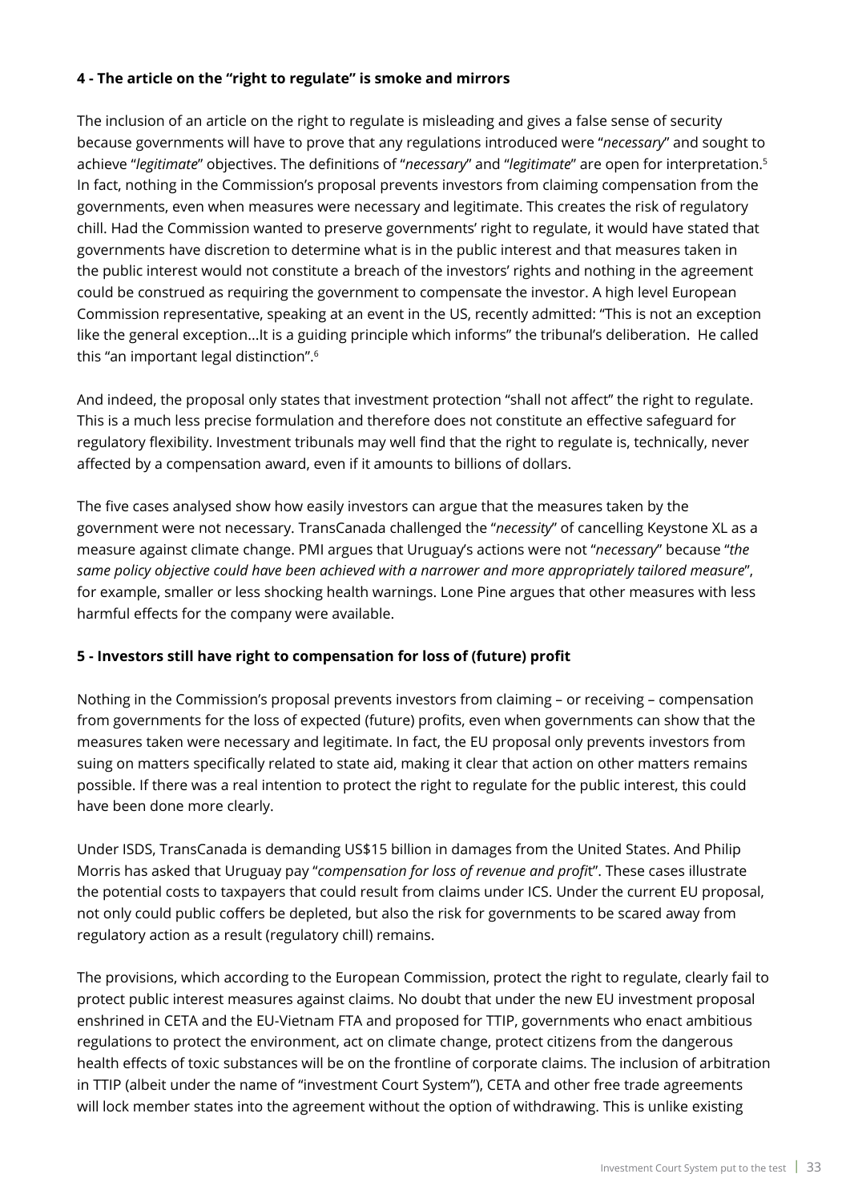**4 - The article on the "right to regulate" is smoke and mirrors**

The inclusion of an article on the right to regulate is misleading and gives a false sense of security because governments will have to prove that any regulations introduced were "*necessary*" and sought to achieve "*legitimate*" objectives. The definitions of "*necessary*" and "*legitimate*" are open for interpretation.[5] In fact, nothing in the Commission's proposal prevents investors from claiming compensation from the governments, even when measures were necessary and legitimate. This creates the risk of regulatory chill. Had the Commission wanted to preserve governments' right to regulate, it would have stated that governments have discretion to determine what is in the public interest and that measures taken in the public interest would not constitute a breach of the investors' rights and nothing in the agreement could be construed as requiring the government to compensate the investor. A high level European Commission representative, speaking at an event in the US, recently admitted: "This is not an exception like the general exception…It is a guiding principle which informs" the tribunal's deliberation. He called this "an important legal distinction".[6]

And indeed, the proposal only states that investment protection "shall not affect" the right to regulate. This is a much less precise formulation and therefore does not constitute an effective safeguard for regulatory flexibility. Investment tribunals may well find that the right to regulate is, technically, never affected by a compensation award, even if it amounts to billions of dollars.

The five cases analysed show how easily investors can argue that the measures taken by the government were not necessary. TransCanada challenged the "*necessity*" of cancelling Keystone XL as a measure against climate change. PMI argues that Uruguay's actions were not "*necessary*" because "*the same policy objective could have been achieved with a narrower and more appropriately tailored measure*", for example, smaller or less shocking health warnings. Lone Pine argues that other measures with less harmful effects for the company were available.

**5 - Investors still have right to compensation for loss of (future) profit**

Nothing in the Commission's proposal prevents investors from claiming – or receiving – compensation from governments for the loss of expected (future) profits, even when governments can show that the measures taken were necessary and legitimate. In fact, the EU proposal only prevents investors from suing on matters specifically related to state aid, making it clear that action on other matters remains possible. If there was a real intention to protect the right to regulate for the public interest, this could have been done more clearly.

Under ISDS, TransCanada is demanding US$15 billion in damages from the United States. And Philip Morris has asked that Uruguay pay "*compensation for loss of revenue and profit*". These cases illustrate the potential costs to taxpayers that could result from claims under ICS. Under the current EU proposal, not only could public coffers be depleted, but also the risk for governments to be scared away from regulatory action as a result (regulatory chill) remains.

The provisions, which according to the European Commission, protect the right to regulate, clearly fail to protect public interest measures against claims. No doubt that under the new EU investment proposal enshrined in CETA and the EU-Vietnam FTA and proposed for TTIP, governments who enact ambitious regulations to protect the environment, act on climate change, protect citizens from the dangerous health effects of toxic substances will be on the frontline of corporate claims. The inclusion of arbitration in TTIP (albeit under the name of "investment Court System"), CETA and other free trade agreements will lock member states into the agreement without the option of withdrawing. This is unlike existing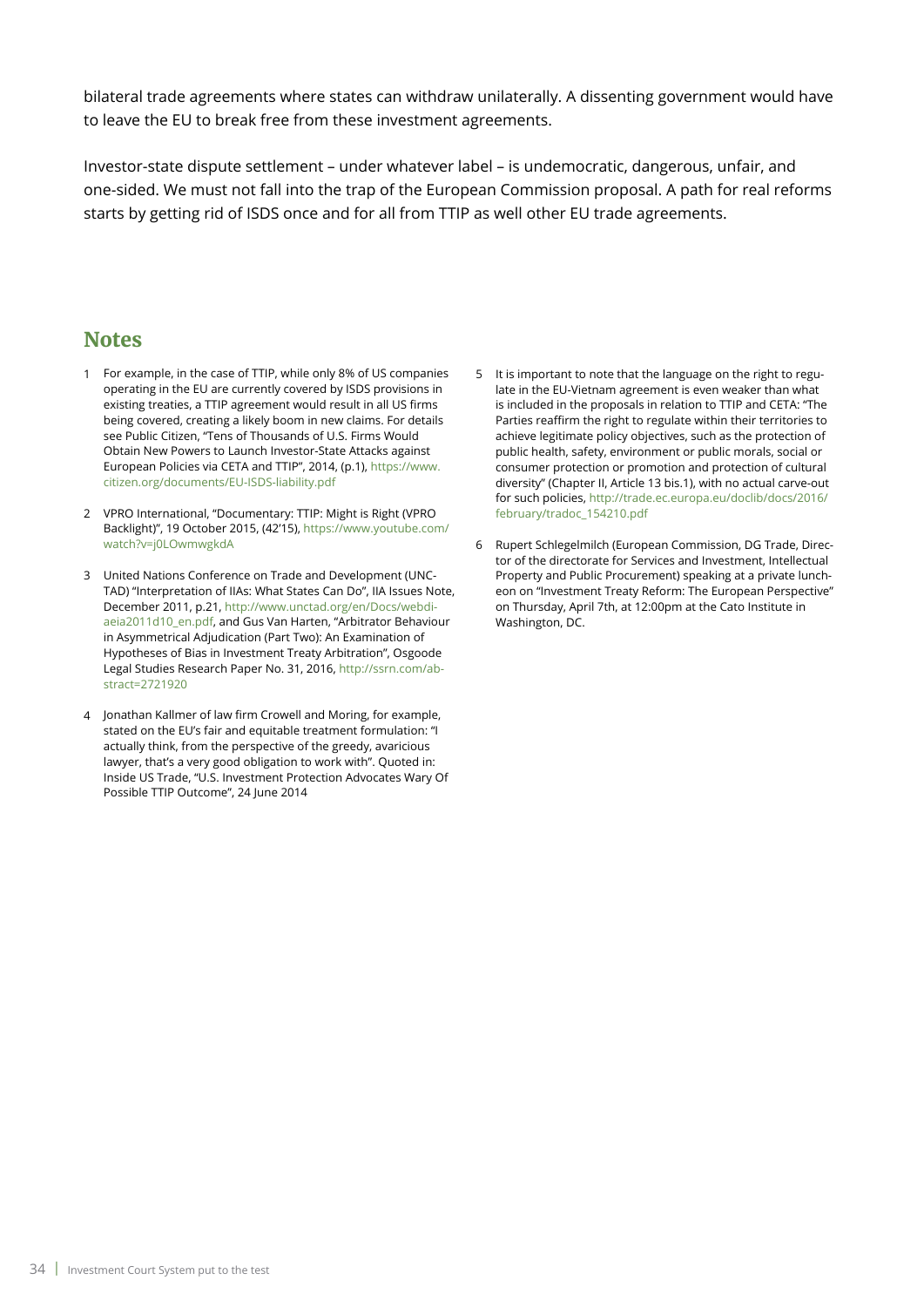bilateral trade agreements where states can withdraw unilaterally. A dissenting government would have to leave the EU to break free from these investment agreements.

Investor-state dispute settlement – under whatever label – is undemocratic, dangerous, unfair, and one-sided. We must not fall into the trap of the European Commission proposal. A path for real reforms starts by getting rid of ISDS once and for all from TTIP as well other EU trade agreements.

## Notes

1. For example, in the case of TTIP, while only 8% of US companies operating in the EU are currently covered by ISDS provisions in existing treaties, a TTIP agreement would result in all US firms being covered, creating a likely boom in new claims. For details see Public Citizen, "Tens of Thousands of U.S. Firms Would Obtain New Powers to Launch Investor-State Attacks against European Policies via CETA and TTIP", 2014, (p.1), https://www.citizen.org/documents/EU-ISDS-liability.pdf

2. VPRO International, "Documentary: TTIP: Might is Right (VPRO Backlight)", 19 October 2015, (42'15), https://www.youtube.com/watch?v=j0LOwmwgkdA

3. United Nations Conference on Trade and Development (UNCTAD) "Interpretation of IIAs: What States Can Do", IIA Issues Note, December 2011, p.21, http://www.unctad.org/en/Docs/webdiaeia2011d10_en.pdf, and Gus Van Harten, "Arbitrator Behaviour in Asymmetrical Adjudication (Part Two): An Examination of Hypotheses of Bias in Investment Treaty Arbitration", Osgoode Legal Studies Research Paper No. 31, 2016, http://ssrn.com/abstract=2721920

4. Jonathan Kallmer of law firm Crowell and Moring, for example, stated on the EU's fair and equitable treatment formulation: "I actually think, from the perspective of the greedy, avaricious lawyer, that's a very good obligation to work with". Quoted in: Inside US Trade, "U.S. Investment Protection Advocates Wary Of Possible TTIP Outcome", 24 June 2014

5. It is important to note that the language on the right to regulate in the EU-Vietnam agreement is even weaker than what is included in the proposals in relation to TTIP and CETA: "The Parties reaffirm the right to regulate within their territories to achieve legitimate policy objectives, such as the protection of public health, safety, environment or public morals, social or consumer protection or promotion and protection of cultural diversity" (Chapter II, Article 13 bis.1), with no actual carve-out for such policies, http://trade.ec.europa.eu/doclib/docs/2016/february/tradoc_154210.pdf

6. Rupert Schlegelmilch (European Commission, DG Trade, Director of the directorate for Services and Investment, Intellectual Property and Public Procurement) speaking at a private luncheon on "Investment Treaty Reform: The European Perspective" on Thursday, April 7th, at 12:00pm at the Cato Institute in Washington, DC.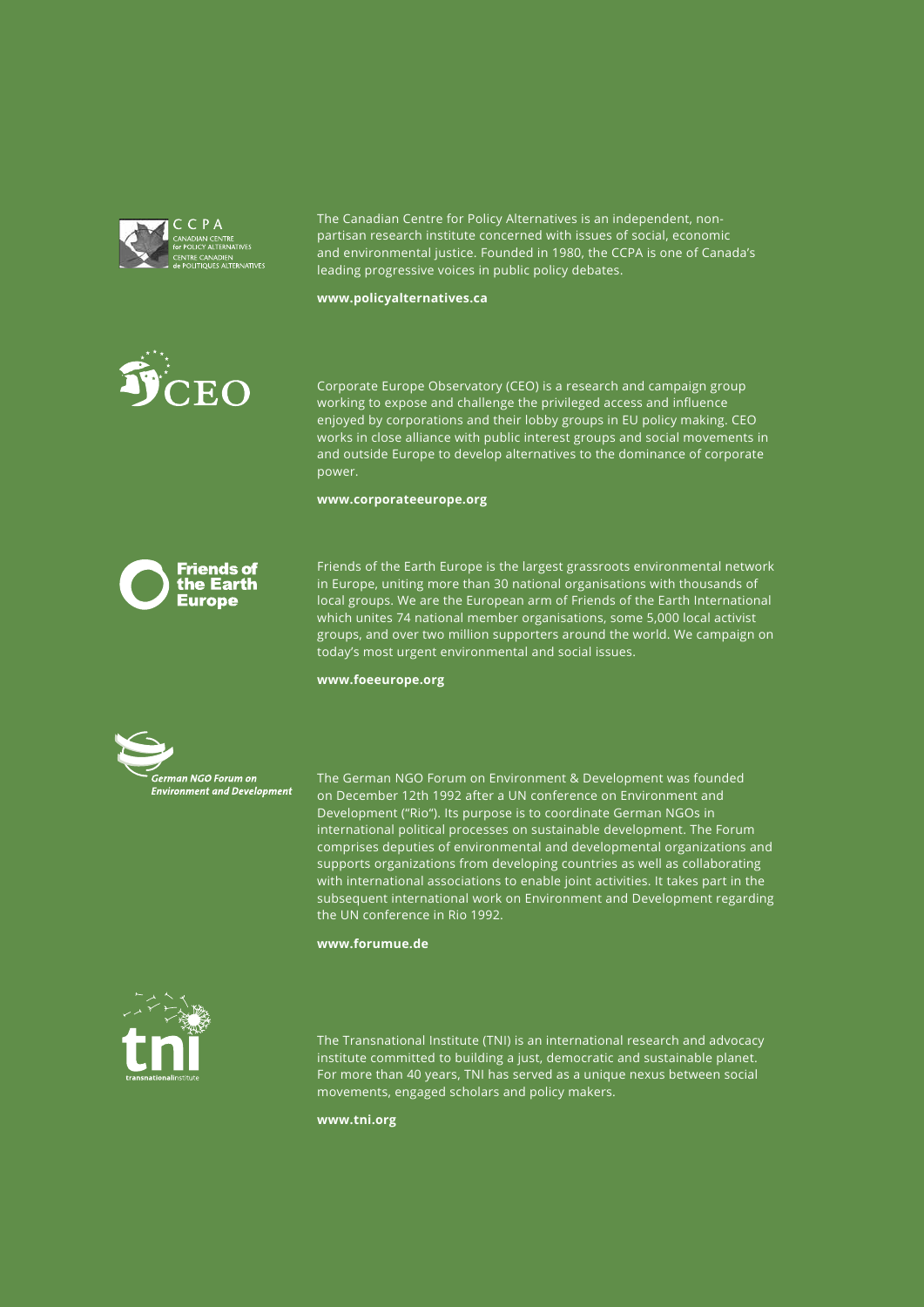CCPA
CANADIAN CENTRE for POLICY ALTERNATIVES
CENTRE CANADIEN de POLITIQUES ALTERNATIVES

The Canadian Centre for Policy Alternatives is an independent, non-partisan research institute concerned with issues of social, economic and environmental justice. Founded in 1980, the CCPA is one of Canada's leading progressive voices in public policy debates.

**www.policyalternatives.ca**

CEO

Corporate Europe Observatory (CEO) is a research and campaign group working to expose and challenge the privileged access and influence enjoyed by corporations and their lobby groups in EU policy making. CEO works in close alliance with public interest groups and social movements in and outside Europe to develop alternatives to the dominance of corporate power.

**www.corporateeurope.org**

Friends of the Earth Europe

Friends of the Earth Europe is the largest grassroots environmental network in Europe, uniting more than 30 national organisations with thousands of local groups. We are the European arm of Friends of the Earth International which unites 74 national member organisations, some 5,000 local activist groups, and over two million supporters around the world. We campaign on today's most urgent environmental and social issues.

**www.foeeurope.org**

*German NGO Forum on Environment and Development*

The German NGO Forum on Environment & Development was founded on December 12th 1992 after a UN conference on Environment and Development ("Rio"). Its purpose is to coordinate German NGOs in international political processes on sustainable development. The Forum comprises deputies of environmental and developmental organizations and supports organizations from developing countries as well as collaborating with international associations to enable joint activities. It takes part in the subsequent international work on Environment and Development regarding the UN conference in Rio 1992.

**www.forumue.de**

tni
transnationalinstitute

The Transnational Institute (TNI) is an international research and advocacy institute committed to building a just, democratic and sustainable planet. For more than 40 years, TNI has served as a unique nexus between social movements, engaged scholars and policy makers.

**www.tni.org**